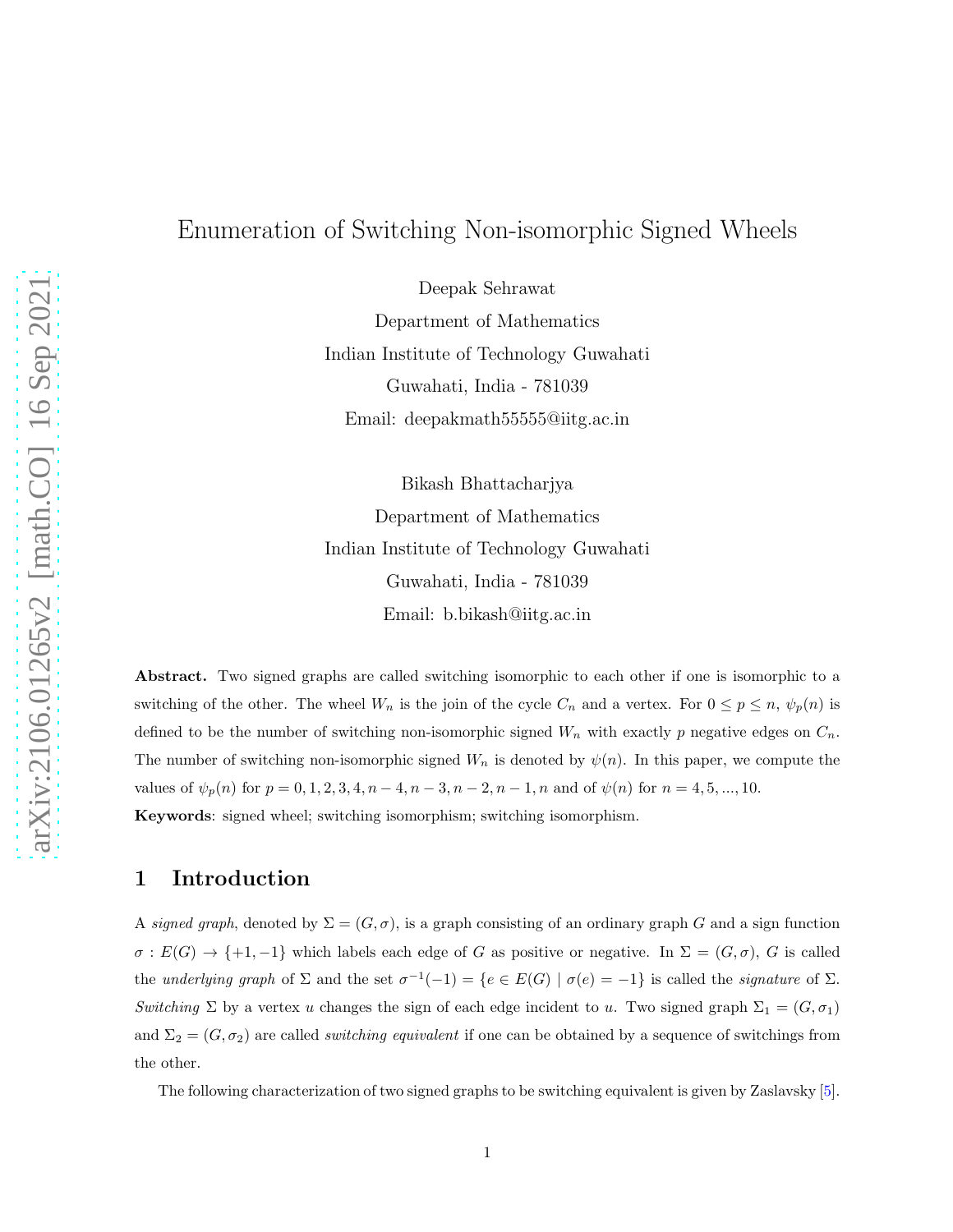# Enumeration of Switching Non-isomorphic Signed Wheels

Deepak Sehrawat

Department of Mathematics

Indian Institute of Technology Guwahati

Guwahati, India - 781039

Email: deepakmath55555@iitg.ac.in

Bikash Bhattacharjya

Department of Mathematics

Indian Institute of Technology Guwahati

Guwahati, India - 781039

Email: b.bikash@iitg.ac.in

**Abstract.** Two signed graphs are called switching isomorphic to each other if one is isomorphic to a switching of the other. The wheel $W_n$ is the join of the cycle $C_n$ and a vertex. For $0 \leq p \leq n$, $\psi_p(n)$ is defined to be the number of switching non-isomorphic signed $W_n$ with exactly $p$ negative edges on $C_n$. The number of switching non-isomorphic signed $W_n$ is denoted by $\psi(n)$. In this paper, we compute the values of $\psi_p(n)$ for $p = 0, 1, 2, 3, 4, n-4, n-3, n-2, n-1, n$ and of $\psi(n)$ for $n = 4, 5, ..., 10$.

**Keywords**: signed wheel; switching isomorphism; switching isomorphism.

## 1 Introduction

A *signed graph*, denoted by $\Sigma = (G, \sigma)$, is a graph consisting of an ordinary graph $G$ and a sign function $\sigma : E(G) \rightarrow \{+1, -1\}$ which labels each edge of $G$ as positive or negative. In $\Sigma = (G, \sigma)$, $G$ is called the *underlying graph* of $\Sigma$ and the set $\sigma^{-1}(-1) = \{e \in E(G) \mid \sigma(e) = -1\}$ is called the *signature* of $\Sigma$. *Switching* $\Sigma$ by a vertex $u$ changes the sign of each edge incident to $u$. Two signed graph $\Sigma_1 = (G, \sigma_1)$ and $\Sigma_2 = (G, \sigma_2)$ are called *switching equivalent* if one can be obtained by a sequence of switchings from the other.

The following characterization of two signed graphs to be switching equivalent is given by Zaslavsky [5].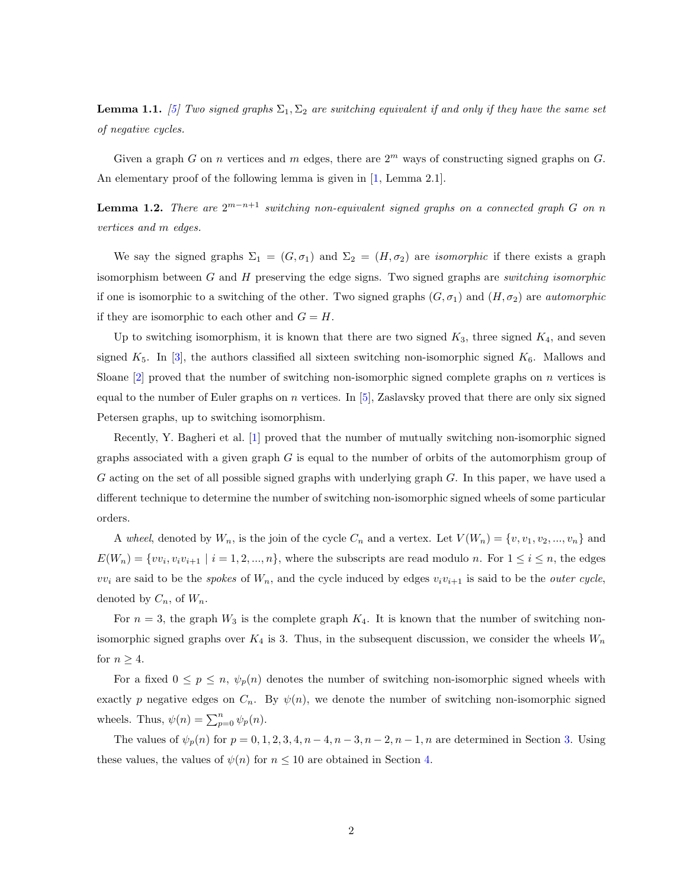**Lemma 1.1.** [5] *Two signed graphs $\Sigma_1, \Sigma_2$ are switching equivalent if and only if they have the same set of negative cycles.*

Given a graph $G$ on $n$ vertices and $m$ edges, there are $2^m$ ways of constructing signed graphs on $G$. An elementary proof of the following lemma is given in [1, Lemma 2.1].

**Lemma 1.2.** *There are $2^{m-n+1}$ switching non-equivalent signed graphs on a connected graph $G$ on $n$ vertices and $m$ edges.*

We say the signed graphs $\Sigma_1 = (G, \sigma_1)$ and $\Sigma_2 = (H, \sigma_2)$ are *isomorphic* if there exists a graph isomorphism between $G$ and $H$ preserving the edge signs. Two signed graphs are *switching isomorphic* if one is isomorphic to a switching of the other. Two signed graphs $(G, \sigma_1)$ and $(H, \sigma_2)$ are *automorphic* if they are isomorphic to each other and $G = H$.

Up to switching isomorphism, it is known that there are two signed $K_3$, three signed $K_4$, and seven signed $K_5$. In [3], the authors classified all sixteen switching non-isomorphic signed $K_6$. Mallows and Sloane [2] proved that the number of switching non-isomorphic signed complete graphs on $n$ vertices is equal to the number of Euler graphs on $n$ vertices. In [5], Zaslavsky proved that there are only six signed Petersen graphs, up to switching isomorphism.

Recently, Y. Bagheri et al. [1] proved that the number of mutually switching non-isomorphic signed graphs associated with a given graph $G$ is equal to the number of orbits of the automorphism group of $G$ acting on the set of all possible signed graphs with underlying graph $G$. In this paper, we have used a different technique to determine the number of switching non-isomorphic signed wheels of some particular orders.

A *wheel*, denoted by $W_n$, is the join of the cycle $C_n$ and a vertex. Let $V(W_n) = \{v, v_1, v_2, ..., v_n\}$ and $E(W_n) = \{vv_i, v_iv_{i+1} \mid i = 1, 2, ..., n\}$, where the subscripts are read modulo $n$. For $1 \leq i \leq n$, the edges $vv_i$ are said to be the *spokes* of $W_n$, and the cycle induced by edges $v_iv_{i+1}$ is said to be the *outer cycle*, denoted by $C_n$, of $W_n$.

For $n = 3$, the graph $W_3$ is the complete graph $K_4$. It is known that the number of switching non-isomorphic signed graphs over $K_4$ is 3. Thus, in the subsequent discussion, we consider the wheels $W_n$ for $n \geq 4$.

For a fixed $0 \leq p \leq n$, $\psi_p(n)$ denotes the number of switching non-isomorphic signed wheels with exactly $p$ negative edges on $C_n$. By $\psi(n)$, we denote the number of switching non-isomorphic signed wheels. Thus, $\psi(n) = \sum_{p=0}^{n} \psi_p(n)$.

The values of $\psi_p(n)$ for $p = 0, 1, 2, 3, 4, n-4, n-3, n-2, n-1, n$ are determined in Section 3. Using these values, the values of $\psi(n)$ for $n \leq 10$ are obtained in Section 4.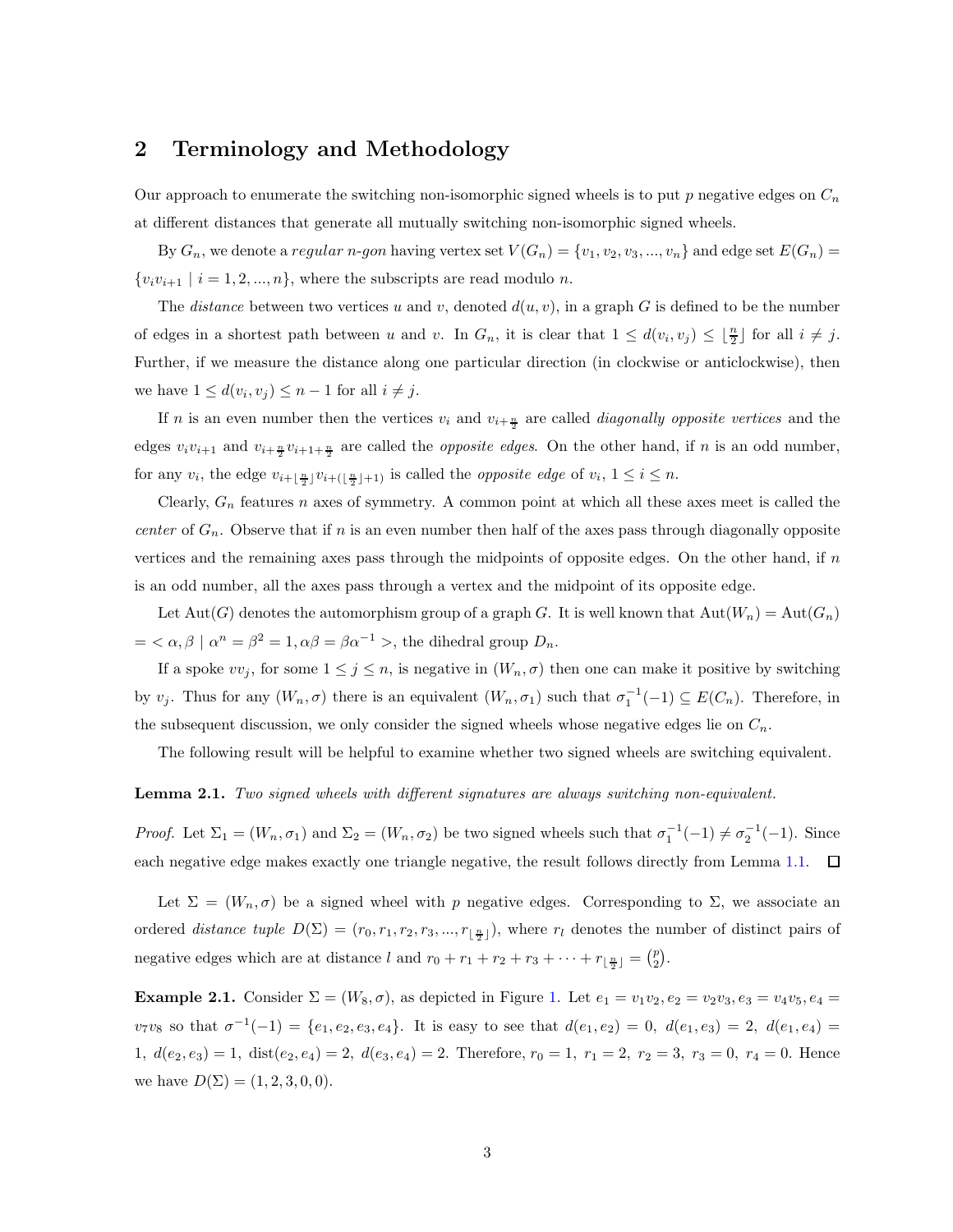## 2 Terminology and Methodology

Our approach to enumerate the switching non-isomorphic signed wheels is to put $p$ negative edges on $C_n$ at different distances that generate all mutually switching non-isomorphic signed wheels.

By $G_n$, we denote a *regular n-gon* having vertex set $V(G_n) = \{v_1, v_2, v_3, ..., v_n\}$ and edge set $E(G_n) = \{v_iv_{i+1} \mid i = 1, 2, ..., n\}$, where the subscripts are read modulo $n$.

The *distance* between two vertices $u$ and $v$, denoted $d(u, v)$, in a graph $G$ is defined to be the number of edges in a shortest path between $u$ and $v$. In $G_n$, it is clear that $1 \leq d(v_i, v_j) \leq \lfloor \frac{n}{2} \rfloor$ for all $i \neq j$. Further, if we measure the distance along one particular direction (in clockwise or anticlockwise), then we have $1 \leq d(v_i, v_j) \leq n - 1$ for all $i \neq j$.

If $n$ is an even number then the vertices $v_i$ and $v_{i+\frac{n}{2}}$ are called *diagonally opposite vertices* and the edges $v_iv_{i+1}$ and $v_{i+\frac{n}{2}}v_{i+1+\frac{n}{2}}$ are called the *opposite edges*. On the other hand, if $n$ is an odd number, for any $v_i$, the edge $v_{i+\lfloor \frac{n}{2} \rfloor}v_{i+(\lfloor \frac{n}{2} \rfloor+1)}$ is called the *opposite edge* of $v_i$, $1 \leq i \leq n$.

Clearly, $G_n$ features $n$ axes of symmetry. A common point at which all these axes meet is called the *center* of $G_n$. Observe that if $n$ is an even number then half of the axes pass through diagonally opposite vertices and the remaining axes pass through the midpoints of opposite edges. On the other hand, if $n$ is an odd number, all the axes pass through a vertex and the midpoint of its opposite edge.

Let $\text{Aut}(G)$ denotes the automorphism group of a graph $G$. It is well known that $\text{Aut}(W_n) = \text{Aut}(G_n)$ $= <\alpha, \beta \mid \alpha^n = \beta^2 = 1, \alpha\beta = \beta\alpha^{-1}>$, the dihedral group $D_n$.

If a spoke $vv_j$, for some $1 \leq j \leq n$, is negative in $(W_n, \sigma)$ then one can make it positive by switching by $v_j$. Thus for any $(W_n, \sigma)$ there is an equivalent $(W_n, \sigma_1)$ such that $\sigma_1^{-1}(-1) \subseteq E(C_n)$. Therefore, in the subsequent discussion, we only consider the signed wheels whose negative edges lie on $C_n$.

The following result will be helpful to examine whether two signed wheels are switching equivalent.

**Lemma 2.1.** *Two signed wheels with different signatures are always switching non-equivalent.*

*Proof.* Let $\Sigma_1 = (W_n, \sigma_1)$ and $\Sigma_2 = (W_n, \sigma_2)$ be two signed wheels such that $\sigma_1^{-1}(-1) \neq \sigma_2^{-1}(-1)$. Since each negative edge makes exactly one triangle negative, the result follows directly from Lemma 1.1. $\square$

Let $\Sigma = (W_n, \sigma)$ be a signed wheel with $p$ negative edges. Corresponding to $\Sigma$, we associate an ordered *distance tuple* $D(\Sigma) = (r_0, r_1, r_2, r_3, ..., r_{\lfloor \frac{n}{2} \rfloor})$, where $r_l$ denotes the number of distinct pairs of negative edges which are at distance $l$ and $r_0 + r_1 + r_2 + r_3 + \cdots + r_{\lfloor \frac{n}{2} \rfloor} = \binom{p}{2}$.

**Example 2.1.** Consider $\Sigma = (W_8, \sigma)$, as depicted in Figure 1. Let $e_1 = v_1v_2, e_2 = v_2v_3, e_3 = v_4v_5, e_4 = v_7v_8$ so that $\sigma^{-1}(-1) = \{e_1, e_2, e_3, e_4\}$. It is easy to see that $d(e_1, e_2) = 0$, $d(e_1, e_3) = 2$, $d(e_1, e_4) = 1$, $d(e_2, e_3) = 1$, $\text{dist}(e_2, e_4) = 2$, $d(e_3, e_4) = 2$. Therefore, $r_0 = 1$, $r_1 = 2$, $r_2 = 3$, $r_3 = 0$, $r_4 = 0$. Hence we have $D(\Sigma) = (1, 2, 3, 0, 0)$.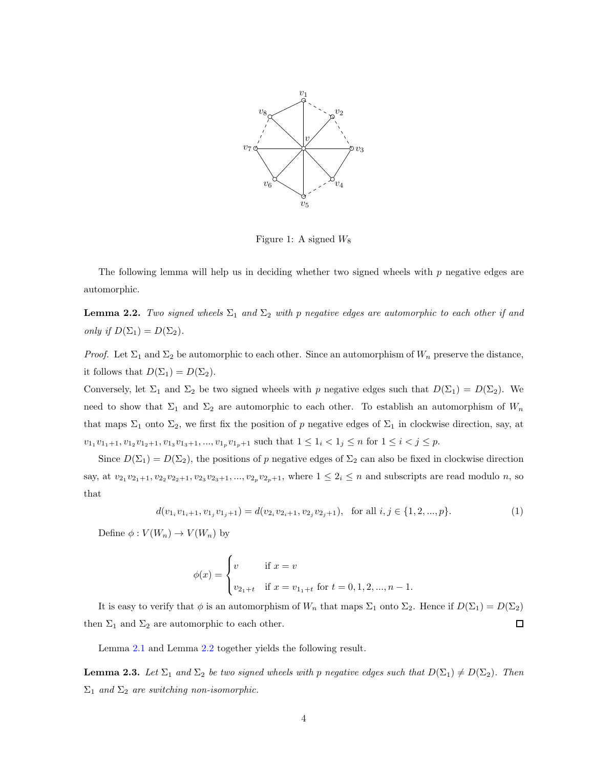Figure 1: A signed $W_8$

The following lemma will help us in deciding whether two signed wheels with $p$ negative edges are automorphic.

**Lemma 2.2.** *Two signed wheels $\Sigma_1$ and $\Sigma_2$ with $p$ negative edges are automorphic to each other if and only if $D(\Sigma_1) = D(\Sigma_2)$.*

*Proof.* Let $\Sigma_1$ and $\Sigma_2$ be automorphic to each other. Since an automorphism of $W_n$ preserve the distance, it follows that $D(\Sigma_1) = D(\Sigma_2)$.

Conversely, let $\Sigma_1$ and $\Sigma_2$ be two signed wheels with $p$ negative edges such that $D(\Sigma_1) = D(\Sigma_2)$. We need to show that $\Sigma_1$ and $\Sigma_2$ are automorphic to each other. To establish an automorphism of $W_n$ that maps $\Sigma_1$ onto $\Sigma_2$, we first fix the position of $p$ negative edges of $\Sigma_1$ in clockwise direction, say, at $v_{1_1}v_{1_1+1}, v_{1_2}v_{1_2+1}, v_{1_3}v_{1_3+1}, ..., v_{1_p}v_{1_p+1}$ such that $1 \leq 1_i < 1_j \leq n$ for $1 \leq i < j \leq p$.

Since $D(\Sigma_1) = D(\Sigma_2)$, the positions of $p$ negative edges of $\Sigma_2$ can also be fixed in clockwise direction say, at $v_{2_1}v_{2_1+1}, v_{2_2}v_{2_2+1}, v_{2_3}v_{2_3+1}, ..., v_{2_p}v_{2_p+1}$, where $1 \leq 2_i \leq n$ and subscripts are read modulo $n$, so that

$$d(v_{1_i}v_{1_i+1}, v_{1_j}v_{1_j+1}) = d(v_{2_i}v_{2_i+1}, v_{2_j}v_{2_j+1}), \quad \text{for all } i, j \in \{1, 2, ..., p\}. \tag{1}$$

Define $\phi : V(W_n) \to V(W_n)$ by

$$\phi(x) = \begin{cases} v & \text{if } x = v \\ v_{2_1+t} & \text{if } x = v_{1_1+t} \text{ for } t = 0, 1, 2, ..., n-1. \end{cases}$$

It is easy to verify that $\phi$ is an automorphism of $W_n$ that maps $\Sigma_1$ onto $\Sigma_2$. Hence if $D(\Sigma_1) = D(\Sigma_2)$ then $\Sigma_1$ and $\Sigma_2$ are automorphic to each other. □

Lemma 2.1 and Lemma 2.2 together yields the following result.

**Lemma 2.3.** *Let $\Sigma_1$ and $\Sigma_2$ be two signed wheels with $p$ negative edges such that $D(\Sigma_1) \neq D(\Sigma_2)$. Then $\Sigma_1$ and $\Sigma_2$ are switching non-isomorphic.*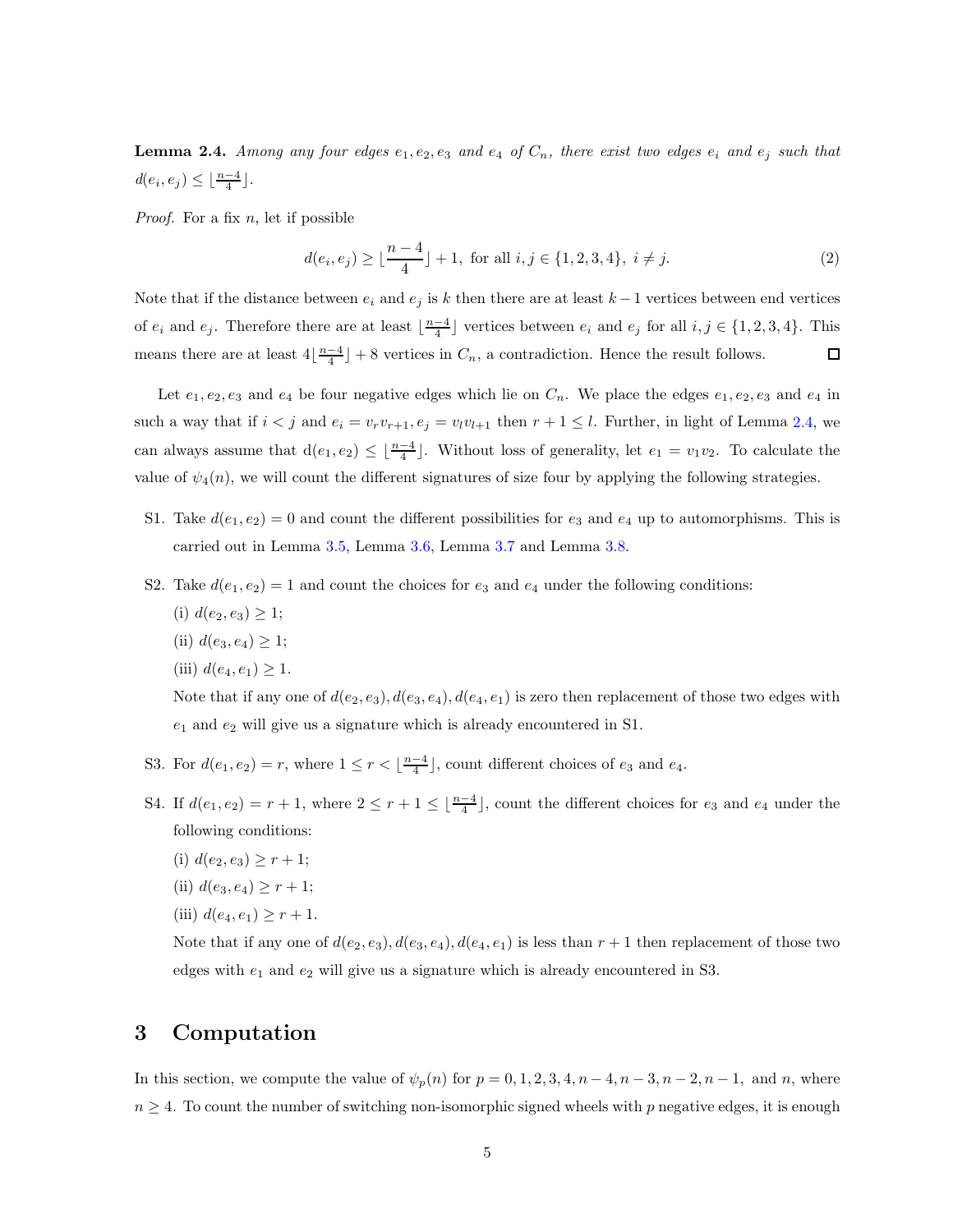**Lemma 2.4.** *Among any four edges $e_1, e_2, e_3$ and $e_4$ of $C_n$, there exist two edges $e_i$ and $e_j$ such that $d(e_i, e_j) \leq \lfloor \frac{n-4}{4} \rfloor$.*

*Proof.* For a fix $n$, let if possible

$$d(e_i, e_j) \geq \lfloor \frac{n-4}{4} \rfloor + 1, \text{ for all } i, j \in \{1, 2, 3, 4\}, \ i \neq j. \tag{2}$$

Note that if the distance between $e_i$ and $e_j$ is $k$ then there are at least $k - 1$ vertices between end vertices of $e_i$ and $e_j$. Therefore there are at least $\lfloor \frac{n-4}{4} \rfloor$ vertices between $e_i$ and $e_j$ for all $i, j \in \{1, 2, 3, 4\}$. This means there are at least $4\lfloor \frac{n-4}{4} \rfloor + 8$ vertices in $C_n$, a contradiction. Hence the result follows. $\square$

Let $e_1, e_2, e_3$ and $e_4$ be four negative edges which lie on $C_n$. We place the edges $e_1, e_2, e_3$ and $e_4$ in such a way that if $i < j$ and $e_i = v_r v_{r+1}, e_j = v_l v_{l+1}$ then $r + 1 \leq l$. Further, in light of Lemma 2.4, we can always assume that $\text{d}(e_1, e_2) \leq \lfloor \frac{n-4}{4} \rfloor$. Without loss of generality, let $e_1 = v_1 v_2$. To calculate the value of $\psi_4(n)$, we will count the different signatures of size four by applying the following strategies.

- S1. Take $d(e_1, e_2) = 0$ and count the different possibilities for $e_3$ and $e_4$ up to automorphisms. This is carried out in Lemma 3.5, Lemma 3.6, Lemma 3.7 and Lemma 3.8.

- S2. Take $d(e_1, e_2) = 1$ and count the choices for $e_3$ and $e_4$ under the following conditions:

  (i) $d(e_2, e_3) \geq 1$;

  (ii) $d(e_3, e_4) \geq 1$;

  (iii) $d(e_4, e_1) \geq 1$.

  Note that if any one of $d(e_2, e_3), d(e_3, e_4), d(e_4, e_1)$ is zero then replacement of those two edges with $e_1$ and $e_2$ will give us a signature which is already encountered in S1.

- S3. For $d(e_1, e_2) = r$, where $1 \leq r < \lfloor \frac{n-4}{4} \rfloor$, count different choices of $e_3$ and $e_4$.

- S4. If $d(e_1, e_2) = r + 1$, where $2 \leq r + 1 \leq \lfloor \frac{n-4}{4} \rfloor$, count the different choices for $e_3$ and $e_4$ under the following conditions:

  (i) $d(e_2, e_3) \geq r + 1$;

  (ii) $d(e_3, e_4) \geq r + 1$;

  (iii) $d(e_4, e_1) \geq r + 1$.

  Note that if any one of $d(e_2, e_3), d(e_3, e_4), d(e_4, e_1)$ is less than $r + 1$ then replacement of those two edges with $e_1$ and $e_2$ will give us a signature which is already encountered in S3.

# 3 Computation

In this section, we compute the value of $\psi_p(n)$ for $p = 0, 1, 2, 3, 4, n-4, n-3, n-2, n-1,$ and $n$, where $n \geq 4$. To count the number of switching non-isomorphic signed wheels with $p$ negative edges, it is enough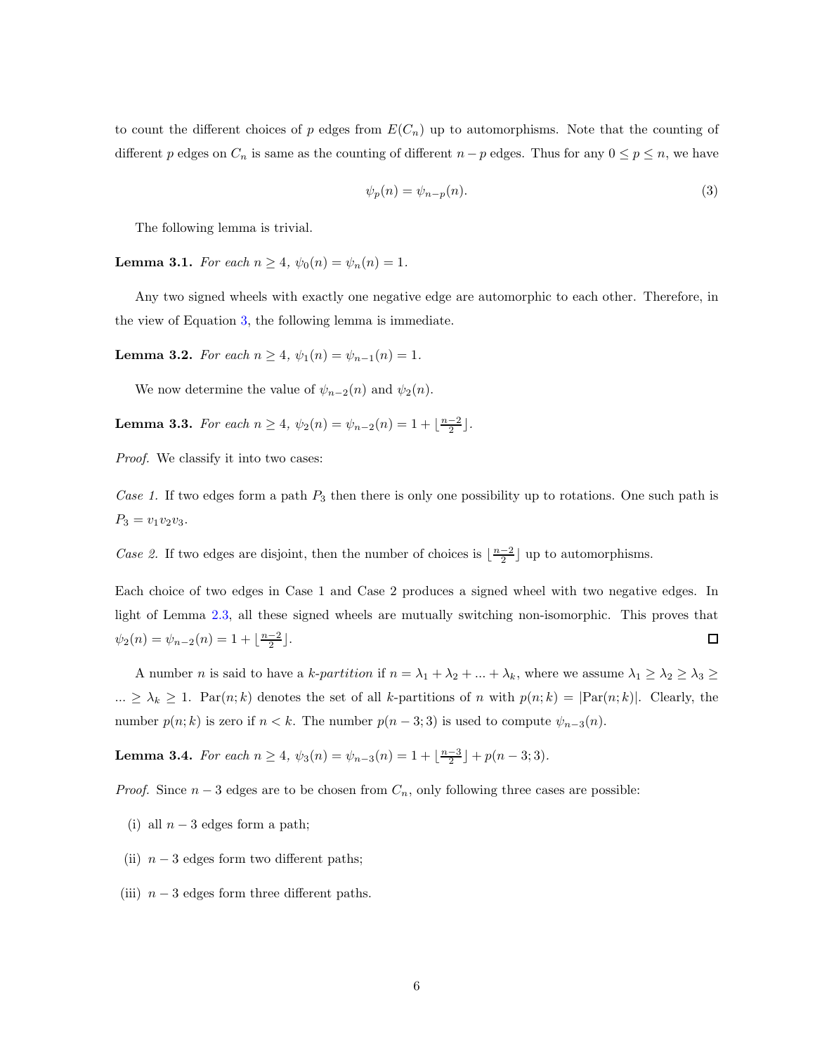to count the different choices of $p$ edges from $E(C_n)$ up to automorphisms. Note that the counting of different $p$ edges on $C_n$ is same as the counting of different $n-p$ edges. Thus for any $0 \leq p \leq n$, we have

$$\psi_p(n) = \psi_{n-p}(n). \tag{3}$$

The following lemma is trivial.

**Lemma 3.1.** *For each $n \geq 4$, $\psi_0(n) = \psi_n(n) = 1$.*

Any two signed wheels with exactly one negative edge are automorphic to each other. Therefore, in the view of Equation 3, the following lemma is immediate.

**Lemma 3.2.** *For each $n \geq 4$, $\psi_1(n) = \psi_{n-1}(n) = 1$.*

We now determine the value of $\psi_{n-2}(n)$ and $\psi_2(n)$.

**Lemma 3.3.** *For each $n \geq 4$, $\psi_2(n) = \psi_{n-2}(n) = 1 + \lfloor \frac{n-2}{2} \rfloor$.*

*Proof.* We classify it into two cases:

*Case 1.* If two edges form a path $P_3$ then there is only one possibility up to rotations. One such path is $P_3 = v_1v_2v_3$.

*Case 2.* If two edges are disjoint, then the number of choices is $\lfloor \frac{n-2}{2} \rfloor$ up to automorphisms.

Each choice of two edges in Case 1 and Case 2 produces a signed wheel with two negative edges. In light of Lemma 2.3, all these signed wheels are mutually switching non-isomorphic. This proves that $\psi_2(n) = \psi_{n-2}(n) = 1 + \lfloor \frac{n-2}{2} \rfloor$. ☐

A number $n$ is said to have a *k-partition* if $n = \lambda_1 + \lambda_2 + ... + \lambda_k$, where we assume $\lambda_1 \geq \lambda_2 \geq \lambda_3 \geq ... \geq \lambda_k \geq 1$. $\text{Par}(n;k)$ denotes the set of all $k$-partitions of $n$ with $p(n;k) = |\text{Par}(n;k)|$. Clearly, the number $p(n;k)$ is zero if $n < k$. The number $p(n-3;3)$ is used to compute $\psi_{n-3}(n)$.

**Lemma 3.4.** *For each $n \geq 4$, $\psi_3(n) = \psi_{n-3}(n) = 1 + \lfloor \frac{n-3}{2} \rfloor + p(n-3;3)$.*

*Proof.* Since $n-3$ edges are to be chosen from $C_n$, only following three cases are possible:

(i) all $n-3$ edges form a path;

(ii) $n-3$ edges form two different paths;

(iii) $n-3$ edges form three different paths.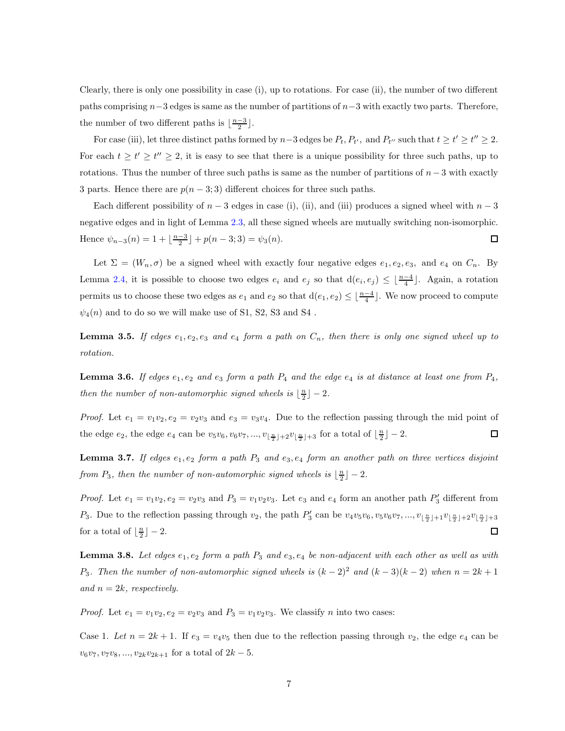Clearly, there is only one possibility in case (i), up to rotations. For case (ii), the number of two different paths comprising $n-3$ edges is same as the number of partitions of $n-3$ with exactly two parts. Therefore, the number of two different paths is $\lfloor \frac{n-3}{2} \rfloor$.

For case (iii), let three distinct paths formed by $n-3$ edges be $P_t, P_{t'}$, and $P_{t''}$ such that $t \geq t' \geq t'' \geq 2$. For each $t \geq t' \geq t'' \geq 2$, it is easy to see that there is a unique possibility for three such paths, up to rotations. Thus the number of three such paths is same as the number of partitions of $n-3$ with exactly 3 parts. Hence there are $p(n-3;3)$ different choices for three such paths.

Each different possibility of $n-3$ edges in case (i), (ii), and (iii) produces a signed wheel with $n-3$ negative edges and in light of Lemma 2.3, all these signed wheels are mutually switching non-isomorphic. Hence $\psi_{n-3}(n) = 1 + \lfloor \frac{n-3}{2} \rfloor + p(n-3;3) = \psi_3(n)$. ◻

Let $\Sigma = (W_n, \sigma)$ be a signed wheel with exactly four negative edges $e_1, e_2, e_3$, and $e_4$ on $C_n$. By Lemma 2.4, it is possible to choose two edges $e_i$ and $e_j$ so that $\mathrm{d}(e_i, e_j) \leq \lfloor \frac{n-4}{4} \rfloor$. Again, a rotation permits us to choose these two edges as $e_1$ and $e_2$ so that $\mathrm{d}(e_1, e_2) \leq \lfloor \frac{n-4}{4} \rfloor$. We now proceed to compute $\psi_4(n)$ and to do so we will make use of S1, S2, S3 and S4 .

**Lemma 3.5.** *If edges $e_1, e_2, e_3$ and $e_4$ form a path on $C_n$, then there is only one signed wheel up to rotation.*

**Lemma 3.6.** *If edges $e_1, e_2$ and $e_3$ form a path $P_4$ and the edge $e_4$ is at distance at least one from $P_4$, then the number of non-automorphic signed wheels is $\lfloor \frac{n}{2} \rfloor - 2$.*

*Proof.* Let $e_1 = v_1v_2, e_2 = v_2v_3$ and $e_3 = v_3v_4$. Due to the reflection passing through the mid point of the edge $e_2$, the edge $e_4$ can be $v_5v_6, v_6v_7, ..., v_{\lfloor \frac{n}{2} \rfloor+2}v_{\lfloor \frac{n}{2} \rfloor+3}$ for a total of $\lfloor \frac{n}{2} \rfloor - 2$. ◻

**Lemma 3.7.** *If edges $e_1, e_2$ form a path $P_3$ and $e_3, e_4$ form an another path on three vertices disjoint from $P_3$, then the number of non-automorphic signed wheels is $\lfloor \frac{n}{2} \rfloor - 2$.*

*Proof.* Let $e_1 = v_1v_2, e_2 = v_2v_3$ and $P_3 = v_1v_2v_3$. Let $e_3$ and $e_4$ form an another path $P_3'$ different from $P_3$. Due to the reflection passing through $v_2$, the path $P_3'$ can be $v_4v_5v_6, v_5v_6v_7, ..., v_{\lfloor \frac{n}{2} \rfloor+1}v_{\lfloor \frac{n}{2} \rfloor+2}v_{\lfloor \frac{n}{2} \rfloor+3}$ for a total of $\lfloor \frac{n}{2} \rfloor - 2$. ◻

**Lemma 3.8.** *Let edges $e_1, e_2$ form a path $P_3$ and $e_3, e_4$ be non-adjacent with each other as well as with $P_3$. Then the number of non-automorphic signed wheels is $(k-2)^2$ and $(k-3)(k-2)$ when $n = 2k+1$ and $n = 2k$, respectively.*

*Proof.* Let $e_1 = v_1v_2, e_2 = v_2v_3$ and $P_3 = v_1v_2v_3$. We classify $n$ into two cases:

Case 1. *Let $n = 2k+1$.* If $e_3 = v_4v_5$ then due to the reflection passing through $v_2$, the edge $e_4$ can be $v_6v_7, v_7v_8, ..., v_{2k}v_{2k+1}$ for a total of $2k-5$.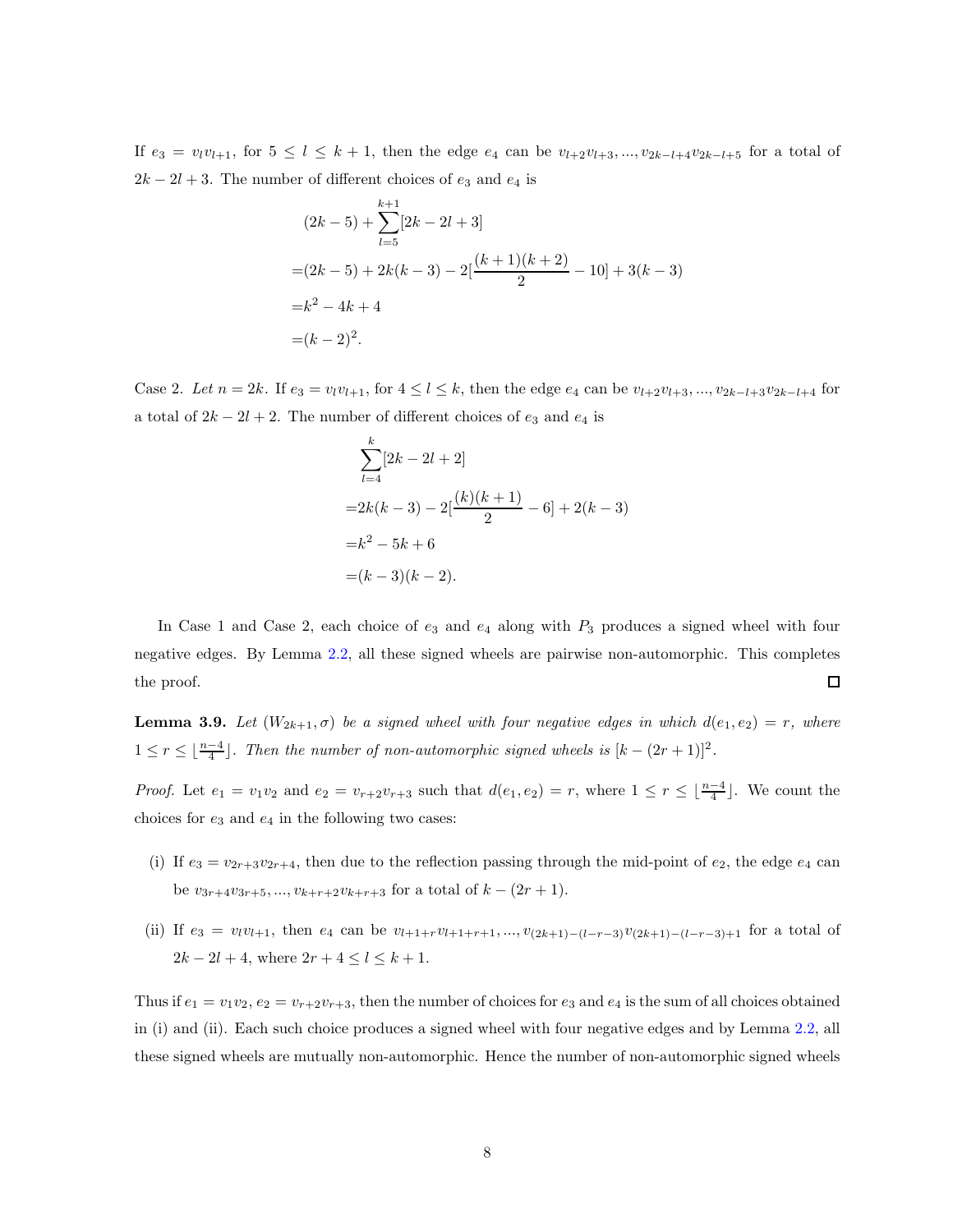If $e_3 = v_l v_{l+1}$, for $5 \le l \le k+1$, then the edge $e_4$ can be $v_{l+2}v_{l+3}, ..., v_{2k-l+4}v_{2k-l+5}$ for a total of $2k - 2l + 3$. The number of different choices of $e_3$ and $e_4$ is

$$
\begin{aligned}
&(2k-5) + \sum_{l=5}^{k+1}[2k-2l+3] \\
=&(2k-5) + 2k(k-3) - 2[\frac{(k+1)(k+2)}{2} - 10] + 3(k-3) \\
=&k^2 - 4k + 4 \\
=&(k-2)^2.
\end{aligned}
$$

Case 2. *Let $n = 2k$.* If $e_3 = v_l v_{l+1}$, for $4 \le l \le k$, then the edge $e_4$ can be $v_{l+2}v_{l+3}, ..., v_{2k-l+3}v_{2k-l+4}$ for a total of $2k - 2l + 2$. The number of different choices of $e_3$ and $e_4$ is

$$
\begin{aligned}
&\sum_{l=4}^{k}[2k-2l+2] \\
=&2k(k-3) - 2[\frac{(k)(k+1)}{2} - 6] + 2(k-3) \\
=&k^2 - 5k + 6 \\
=&(k-3)(k-2).
\end{aligned}
$$

In Case 1 and Case 2, each choice of $e_3$ and $e_4$ along with $P_3$ produces a signed wheel with four negative edges. By Lemma 2.2, all these signed wheels are pairwise non-automorphic. This completes the proof. $\square$

**Lemma 3.9.** *Let $(W_{2k+1}, \sigma)$ be a signed wheel with four negative edges in which $d(e_1, e_2) = r$, where $1 \le r \le \lfloor \frac{n-4}{4} \rfloor$. Then the number of non-automorphic signed wheels is $[k - (2r+1)]^2$.*

*Proof.* Let $e_1 = v_1v_2$ and $e_2 = v_{r+2}v_{r+3}$ such that $d(e_1, e_2) = r$, where $1 \le r \le \lfloor \frac{n-4}{4} \rfloor$. We count the choices for $e_3$ and $e_4$ in the following two cases:

(i) If $e_3 = v_{2r+3}v_{2r+4}$, then due to the reflection passing through the mid-point of $e_2$, the edge $e_4$ can be $v_{3r+4}v_{3r+5}, ..., v_{k+r+2}v_{k+r+3}$ for a total of $k - (2r+1)$.

(ii) If $e_3 = v_l v_{l+1}$, then $e_4$ can be $v_{l+1+r}v_{l+1+r+1}, ..., v_{(2k+1)-(l-r-3)}v_{(2k+1)-(l-r-3)+1}$ for a total of $2k - 2l + 4$, where $2r + 4 \le l \le k+1$.

Thus if $e_1 = v_1v_2$, $e_2 = v_{r+2}v_{r+3}$, then the number of choices for $e_3$ and $e_4$ is the sum of all choices obtained in (i) and (ii). Each such choice produces a signed wheel with four negative edges and by Lemma 2.2, all these signed wheels are mutually non-automorphic. Hence the number of non-automorphic signed wheels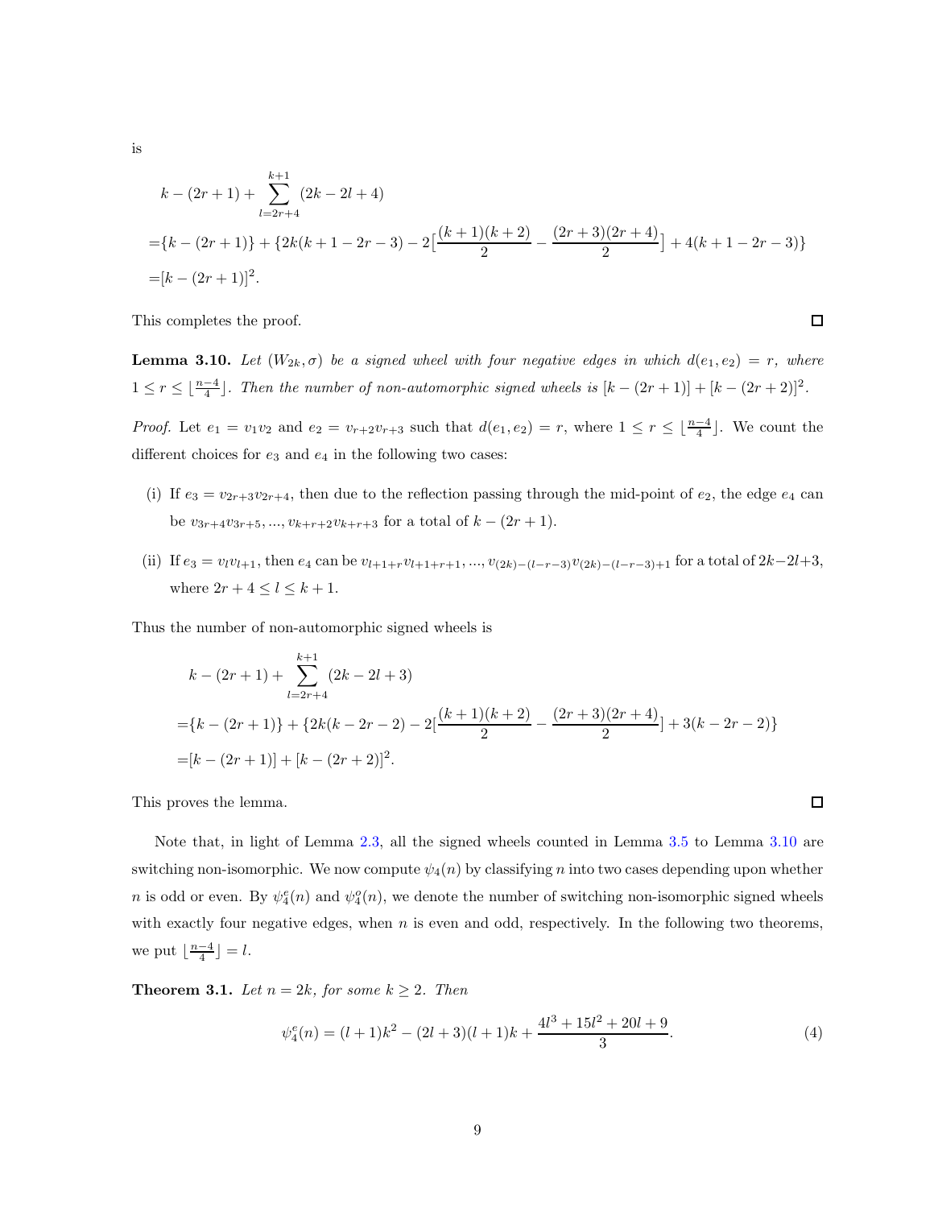is

$$
\begin{aligned}
&k-(2r+1)+\sum_{l=2r+4}^{k+1}(2k-2l+4)\\
=&\{k-(2r+1)\}+\{2k(k+1-2r-3)-2\big[\frac{(k+1)(k+2)}{2}-\frac{(2r+3)(2r+4)}{2}\big]+4(k+1-2r-3)\}\\
=&[k-(2r+1)]^2.
\end{aligned}
$$

This completes the proof. ∎

**Lemma 3.10.** *Let $(W_{2k},\sigma)$ be a signed wheel with four negative edges in which $d(e_1,e_2)=r$, where $1\le r\le\lfloor\frac{n-4}{4}\rfloor$. Then the number of non-automorphic signed wheels is $[k-(2r+1)]+[k-(2r+2)]^2$.*

*Proof.* Let $e_1=v_1v_2$ and $e_2=v_{r+2}v_{r+3}$ such that $d(e_1,e_2)=r$, where $1\le r\le\lfloor\frac{n-4}{4}\rfloor$. We count the different choices for $e_3$ and $e_4$ in the following two cases:

(i) If $e_3=v_{2r+3}v_{2r+4}$, then due to the reflection passing through the mid-point of $e_2$, the edge $e_4$ can be $v_{3r+4}v_{3r+5},\ldots,v_{k+r+2}v_{k+r+3}$ for a total of $k-(2r+1)$.

(ii) If $e_3=v_lv_{l+1}$, then $e_4$ can be $v_{l+1+r}v_{l+1+r+1},\ldots,v_{(2k)-(l-r-3)}v_{(2k)-(l-r-3)+1}$ for a total of $2k-2l+3$, where $2r+4\le l\le k+1$.

Thus the number of non-automorphic signed wheels is

$$
\begin{aligned}
&k-(2r+1)+\sum_{l=2r+4}^{k+1}(2k-2l+3)\\
=&\{k-(2r+1)\}+\{2k(k-2r-2)-2[\frac{(k+1)(k+2)}{2}-\frac{(2r+3)(2r+4)}{2}]+3(k-2r-2)\}\\
=&[k-(2r+1)]+[k-(2r+2)]^2.
\end{aligned}
$$

This proves the lemma. ∎

Note that, in light of Lemma 2.3, all the signed wheels counted in Lemma 3.5 to Lemma 3.10 are switching non-isomorphic. We now compute $\psi_4(n)$ by classifying $n$ into two cases depending upon whether $n$ is odd or even. By $\psi_4^e(n)$ and $\psi_4^o(n)$, we denote the number of switching non-isomorphic signed wheels with exactly four negative edges, when $n$ is even and odd, respectively. In the following two theorems, we put $\lfloor\frac{n-4}{4}\rfloor=l$.

**Theorem 3.1.** *Let $n=2k$, for some $k\ge 2$. Then*

$$
\psi_4^e(n)=(l+1)k^2-(2l+3)(l+1)k+\frac{4l^3+15l^2+20l+9}{3}. \tag{4}
$$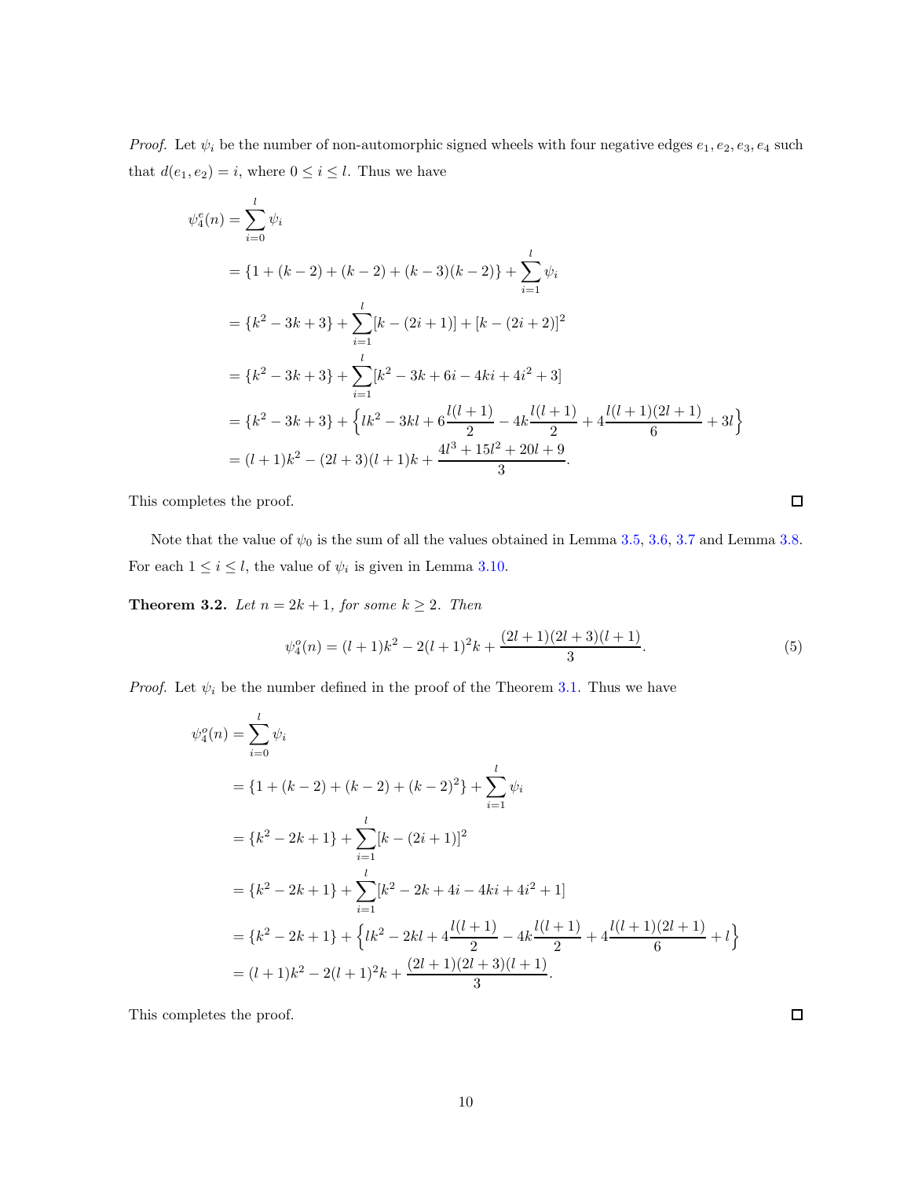*Proof.* Let $\psi_i$ be the number of non-automorphic signed wheels with four negative edges $e_1, e_2, e_3, e_4$ such that $d(e_1, e_2) = i$, where $0 \leq i \leq l$. Thus we have

$$
\begin{aligned}
\psi_4^e(n) &= \sum_{i=0}^{l} \psi_i \\
&= \{1 + (k-2) + (k-2) + (k-3)(k-2)\} + \sum_{i=1}^{l} \psi_i \\
&= \{k^2 - 3k + 3\} + \sum_{i=1}^{l} [k - (2i+1)] + [k - (2i+2)]^2 \\
&= \{k^2 - 3k + 3\} + \sum_{i=1}^{l} [k^2 - 3k + 6i - 4ki + 4i^2 + 3] \\
&= \{k^2 - 3k + 3\} + \Big\{lk^2 - 3kl + 6\frac{l(l+1)}{2} - 4k\frac{l(l+1)}{2} + 4\frac{l(l+1)(2l+1)}{6} + 3l\Big\} \\
&= (l+1)k^2 - (2l+3)(l+1)k + \frac{4l^3 + 15l^2 + 20l + 9}{3}.
\end{aligned}
$$

This completes the proof. $\square$

Note that the value of $\psi_0$ is the sum of all the values obtained in Lemma 3.5, 3.6, 3.7 and Lemma 3.8. For each $1 \leq i \leq l$, the value of $\psi_i$ is given in Lemma 3.10.

**Theorem 3.2.** *Let $n = 2k + 1$, for some $k \geq 2$. Then*

$$
\psi_4^o(n) = (l+1)k^2 - 2(l+1)^2 k + \frac{(2l+1)(2l+3)(l+1)}{3}. \tag{5}
$$

*Proof.* Let $\psi_i$ be the number defined in the proof of the Theorem 3.1. Thus we have

$$
\begin{aligned}
\psi_4^o(n) &= \sum_{i=0}^{l} \psi_i \\
&= \{1 + (k-2) + (k-2) + (k-2)^2\} + \sum_{i=1}^{l} \psi_i \\
&= \{k^2 - 2k + 1\} + \sum_{i=1}^{l} [k - (2i+1)]^2 \\
&= \{k^2 - 2k + 1\} + \sum_{i=1}^{l} [k^2 - 2k + 4i - 4ki + 4i^2 + 1] \\
&= \{k^2 - 2k + 1\} + \Big\{lk^2 - 2kl + 4\frac{l(l+1)}{2} - 4k\frac{l(l+1)}{2} + 4\frac{l(l+1)(2l+1)}{6} + l\Big\} \\
&= (l+1)k^2 - 2(l+1)^2 k + \frac{(2l+1)(2l+3)(l+1)}{3}.
\end{aligned}
$$

This completes the proof. $\square$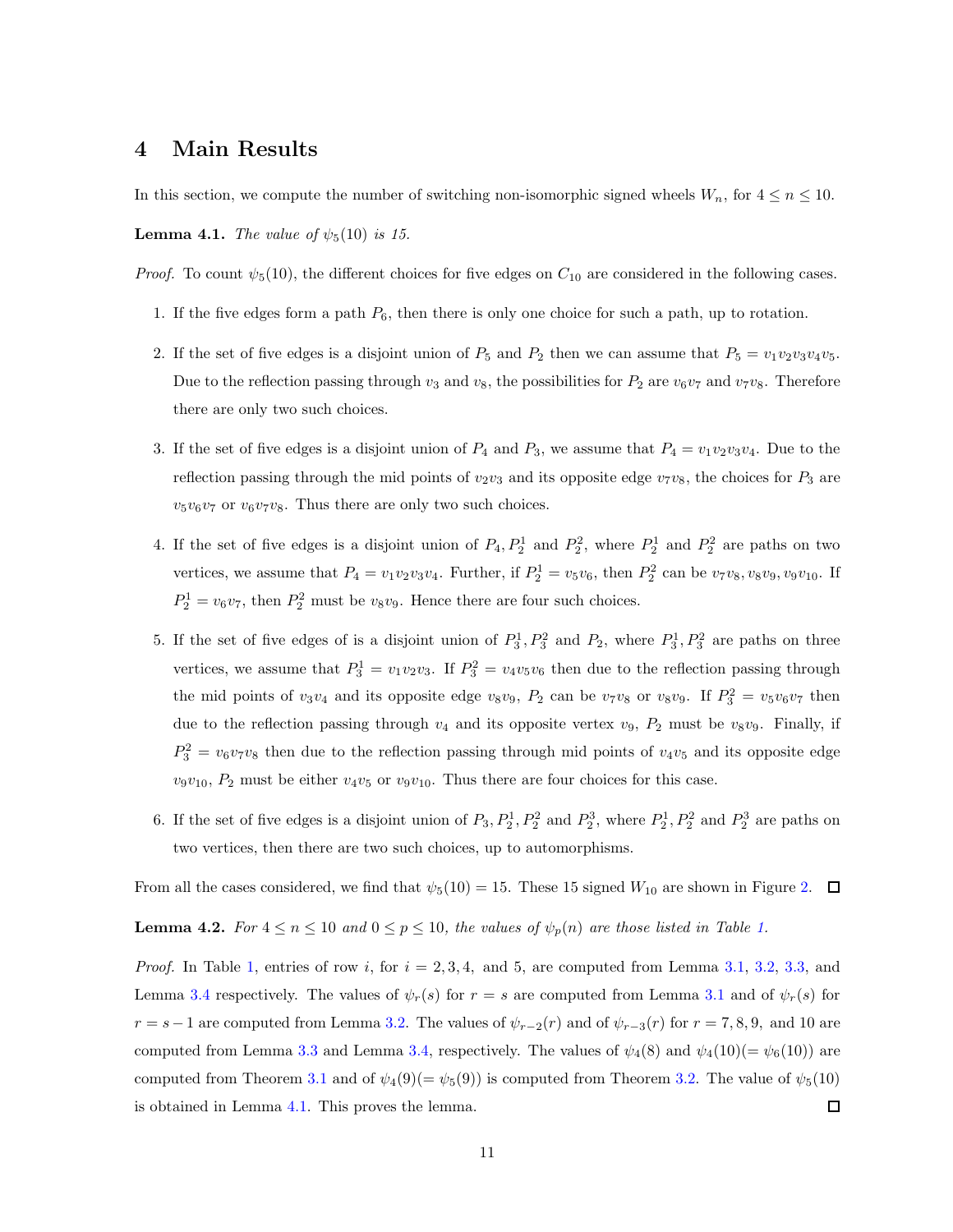## 4 Main Results

In this section, we compute the number of switching non-isomorphic signed wheels $W_n$, for $4 \leq n \leq 10$.

**Lemma 4.1.** *The value of $\psi_5(10)$ is 15.*

*Proof.* To count $\psi_5(10)$, the different choices for five edges on $C_{10}$ are considered in the following cases.

1. If the five edges form a path $P_6$, then there is only one choice for such a path, up to rotation.
2. If the set of five edges is a disjoint union of $P_5$ and $P_2$ then we can assume that $P_5 = v_1v_2v_3v_4v_5$. Due to the reflection passing through $v_3$ and $v_8$, the possibilities for $P_2$ are $v_6v_7$ and $v_7v_8$. Therefore there are only two such choices.
3. If the set of five edges is a disjoint union of $P_4$ and $P_3$, we assume that $P_4 = v_1v_2v_3v_4$. Due to the reflection passing through the mid points of $v_2v_3$ and its opposite edge $v_7v_8$, the choices for $P_3$ are $v_5v_6v_7$ or $v_6v_7v_8$. Thus there are only two such choices.
4. If the set of five edges is a disjoint union of $P_4, P_2^1$ and $P_2^2$, where $P_2^1$ and $P_2^2$ are paths on two vertices, we assume that $P_4 = v_1v_2v_3v_4$. Further, if $P_2^1 = v_5v_6$, then $P_2^2$ can be $v_7v_8, v_8v_9, v_9v_{10}$. If $P_2^1 = v_6v_7$, then $P_2^2$ must be $v_8v_9$. Hence there are four such choices.
5. If the set of five edges of is a disjoint union of $P_3^1, P_3^2$ and $P_2$, where $P_3^1, P_3^2$ are paths on three vertices, we assume that $P_3^1 = v_1v_2v_3$. If $P_3^2 = v_4v_5v_6$ then due to the reflection passing through the mid points of $v_3v_4$ and its opposite edge $v_8v_9$, $P_2$ can be $v_7v_8$ or $v_8v_9$. If $P_3^2 = v_5v_6v_7$ then due to the reflection passing through $v_4$ and its opposite vertex $v_9$, $P_2$ must be $v_8v_9$. Finally, if $P_3^2 = v_6v_7v_8$ then due to the reflection passing through mid points of $v_4v_5$ and its opposite edge $v_9v_{10}$, $P_2$ must be either $v_4v_5$ or $v_9v_{10}$. Thus there are four choices for this case.
6. If the set of five edges is a disjoint union of $P_3, P_2^1, P_2^2$ and $P_2^3$, where $P_2^1, P_2^2$ and $P_2^3$ are paths on two vertices, then there are two such choices, up to automorphisms.

From all the cases considered, we find that $\psi_5(10) = 15$. These 15 signed $W_{10}$ are shown in Figure 2. ☐

**Lemma 4.2.** *For $4 \leq n \leq 10$ and $0 \leq p \leq 10$, the values of $\psi_p(n)$ are those listed in Table 1.*

*Proof.* In Table 1, entries of row $i$, for $i = 2, 3, 4,$ and 5, are computed from Lemma 3.1, 3.2, 3.3, and Lemma 3.4 respectively. The values of $\psi_r(s)$ for $r = s$ are computed from Lemma 3.1 and of $\psi_r(s)$ for $r = s-1$ are computed from Lemma 3.2. The values of $\psi_{r-2}(r)$ and of $\psi_{r-3}(r)$ for $r = 7, 8, 9,$ and 10 are computed from Lemma 3.3 and Lemma 3.4, respectively. The values of $\psi_4(8)$ and $\psi_4(10)(= \psi_6(10))$ are computed from Theorem 3.1 and of $\psi_4(9)(= \psi_5(9))$ is computed from Theorem 3.2. The value of $\psi_5(10)$ is obtained in Lemma 4.1. This proves the lemma. ☐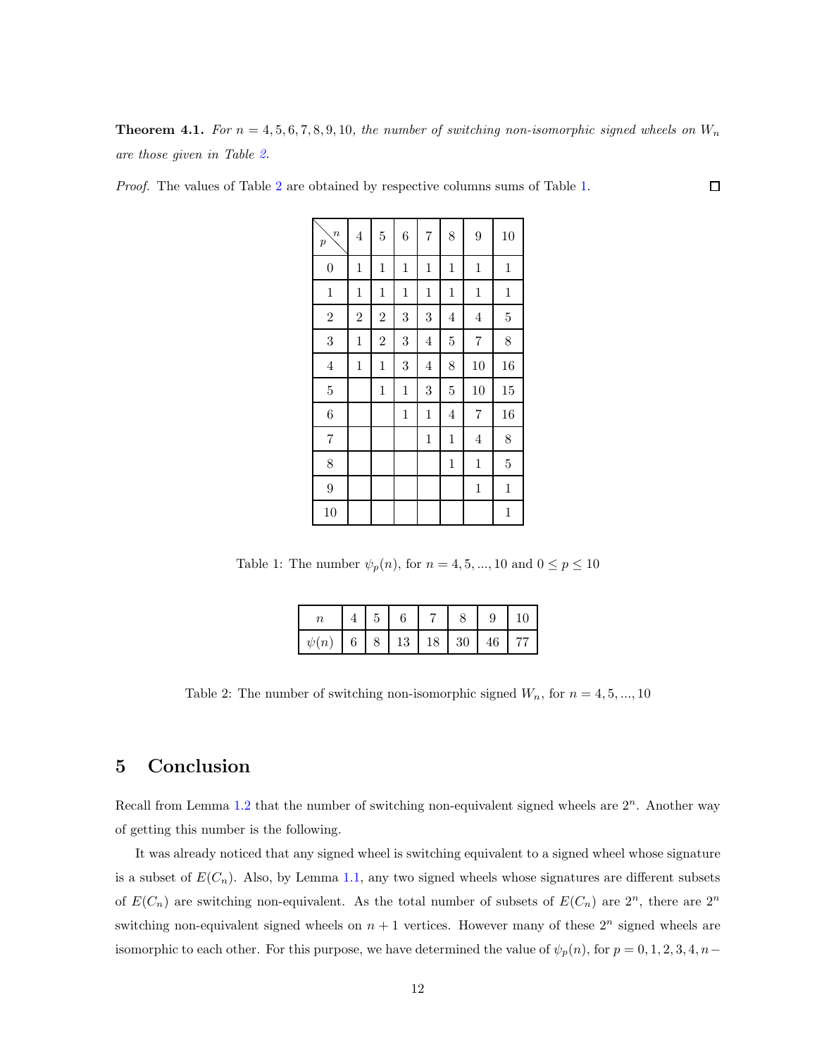**Theorem 4.1.** *For $n = 4, 5, 6, 7, 8, 9, 10$, the number of switching non-isomorphic signed wheels on $W_n$ are those given in Table 2.*

*Proof.* The values of Table 2 are obtained by respective columns sums of Table 1. ∎

| $p$ \ $n$ | 4 | 5 | 6 | 7 | 8 | 9 | 10 |
|---|---|---|---|---|---|---|---|
| 0 | 1 | 1 | 1 | 1 | 1 | 1 | 1 |
| 1 | 1 | 1 | 1 | 1 | 1 | 1 | 1 |
| 2 | 2 | 2 | 3 | 3 | 4 | 4 | 5 |
| 3 | 1 | 2 | 3 | 4 | 5 | 7 | 8 |
| 4 | 1 | 1 | 3 | 4 | 8 | 10 | 16 |
| 5 | | 1 | 1 | 3 | 5 | 10 | 15 |
| 6 | | | 1 | 1 | 4 | 7 | 16 |
| 7 | | | | 1 | 1 | 4 | 8 |
| 8 | | | | | 1 | 1 | 5 |
| 9 | | | | | | 1 | 1 |
| 10 | | | | | | | 1 |

Table 1: The number $\psi_p(n)$, for $n = 4, 5, ..., 10$ and $0 \leq p \leq 10$

| $n$ | 4 | 5 | 6 | 7 | 8 | 9 | 10 |
|---|---|---|---|---|---|---|---|
| $\psi(n)$ | 6 | 8 | 13 | 18 | 30 | 46 | 77 |

Table 2: The number of switching non-isomorphic signed $W_n$, for $n = 4, 5, ..., 10$

## 5 Conclusion

Recall from Lemma 1.2 that the number of switching non-equivalent signed wheels are $2^n$. Another way of getting this number is the following.

It was already noticed that any signed wheel is switching equivalent to a signed wheel whose signature is a subset of $E(C_n)$. Also, by Lemma 1.1, any two signed wheels whose signatures are different subsets of $E(C_n)$ are switching non-equivalent. As the total number of subsets of $E(C_n)$ are $2^n$, there are $2^n$ switching non-equivalent signed wheels on $n+1$ vertices. However many of these $2^n$ signed wheels are isomorphic to each other. For this purpose, we have determined the value of $\psi_p(n)$, for $p = 0, 1, 2, 3, 4, n-$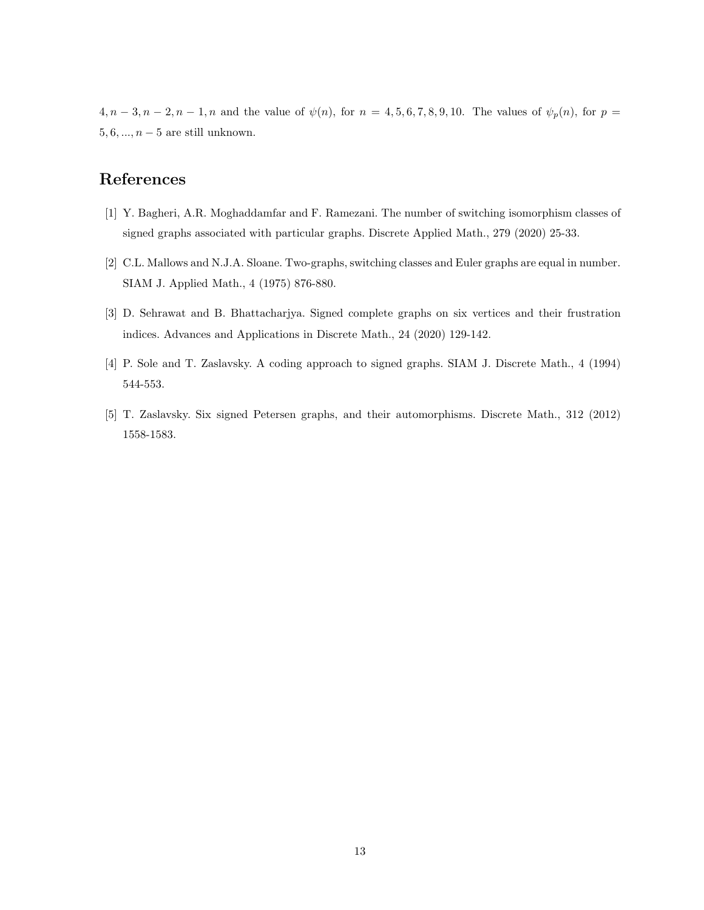$4, n-3, n-2, n-1, n$ and the value of $\psi(n)$, for $n = 4, 5, 6, 7, 8, 9, 10$. The values of $\psi_p(n)$, for $p = 5, 6, ..., n-5$ are still unknown.

# References

[1] Y. Bagheri, A.R. Moghaddamfar and F. Ramezani. The number of switching isomorphism classes of signed graphs associated with particular graphs. Discrete Applied Math., 279 (2020) 25-33.

[2] C.L. Mallows and N.J.A. Sloane. Two-graphs, switching classes and Euler graphs are equal in number. SIAM J. Applied Math., 4 (1975) 876-880.

[3] D. Sehrawat and B. Bhattacharjya. Signed complete graphs on six vertices and their frustration indices. Advances and Applications in Discrete Math., 24 (2020) 129-142.

[4] P. Sole and T. Zaslavsky. A coding approach to signed graphs. SIAM J. Discrete Math., 4 (1994) 544-553.

[5] T. Zaslavsky. Six signed Petersen graphs, and their automorphisms. Discrete Math., 312 (2012) 1558-1583.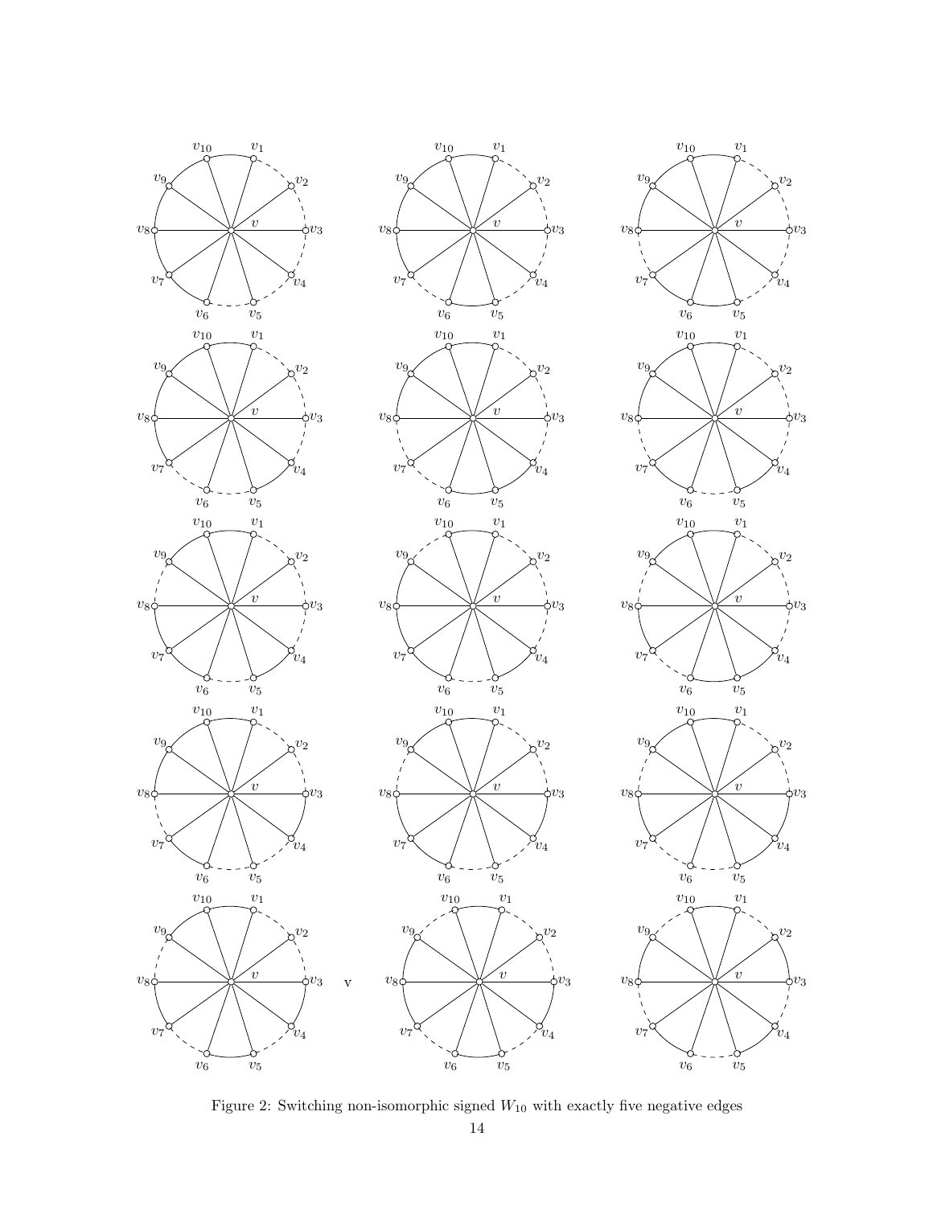Figure 2: Switching non-isomorphic signed $W_{10}$ with exactly five negative edges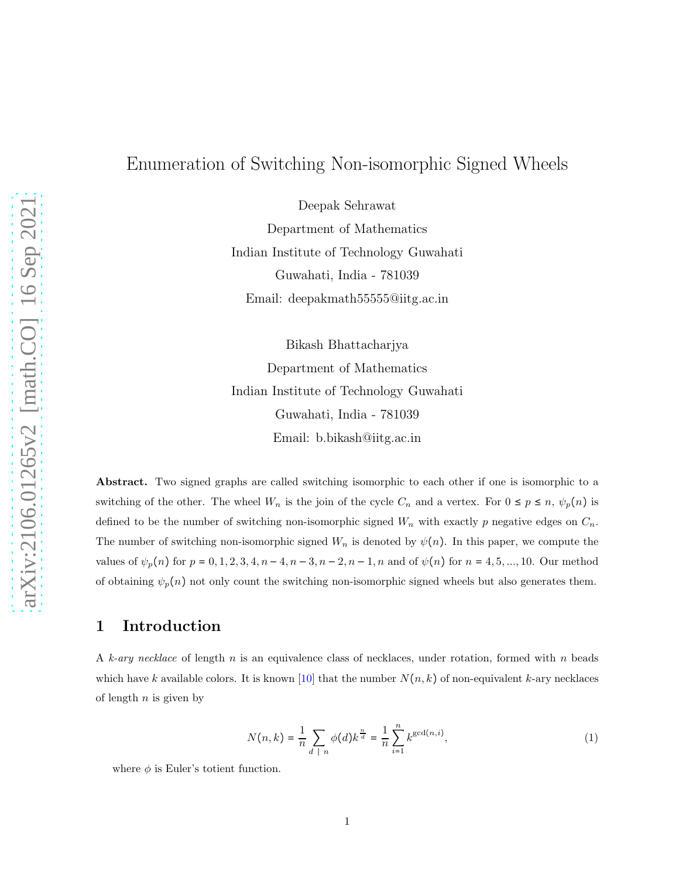# Enumeration of Switching Non-isomorphic Signed Wheels

Deepak Sehrawat  
Department of Mathematics  
Indian Institute of Technology Guwahati  
Guwahati, India - 781039  
Email: deepakmath55555@iitg.ac.in

Bikash Bhattacharjya  
Department of Mathematics  
Indian Institute of Technology Guwahati  
Guwahati, India - 781039  
Email: b.bikash@iitg.ac.in

**Abstract.** Two signed graphs are called switching isomorphic to each other if one is isomorphic to a switching of the other. The wheel $W_n$ is the join of the cycle $C_n$ and a vertex. For $0 \le p \le n$, $\psi_p(n)$ is defined to be the number of switching non-isomorphic signed $W_n$ with exactly $p$ negative edges on $C_n$. The number of switching non-isomorphic signed $W_n$ is denoted by $\psi(n)$. In this paper, we compute the values of $\psi_p(n)$ for $p = 0, 1, 2, 3, 4, n-4, n-3, n-2, n-1, n$ and of $\psi(n)$ for $n = 4, 5, ..., 10$. Our method of obtaining $\psi_p(n)$ not only count the switching non-isomorphic signed wheels but also generates them.

## 1 Introduction

A *k-ary necklace* of length $n$ is an equivalence class of necklaces, under rotation, formed with $n$ beads which have $k$ available colors. It is known [10] that the number $N(n, k)$ of non-equivalent $k$-ary necklaces of length $n$ is given by

$$N(n, k) = \frac{1}{n} \sum_{d \mid n} \phi(d) k^{\frac{n}{d}} = \frac{1}{n} \sum_{i=1}^{n} k^{\gcd(n,i)}, \tag{1}$$

where $\phi$ is Euler's totient function.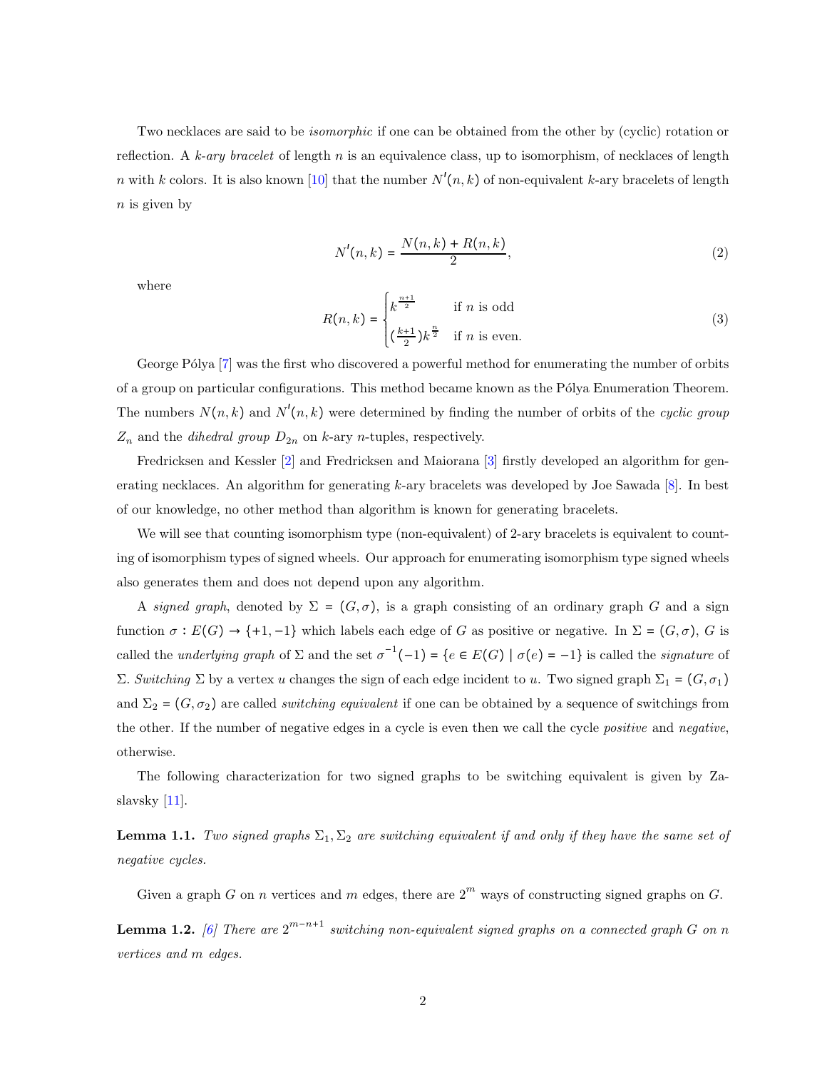Two necklaces are said to be *isomorphic* if one can be obtained from the other by (cyclic) rotation or reflection. A *k-ary bracelet* of length $n$ is an equivalence class, up to isomorphism, of necklaces of length $n$ with $k$ colors. It is also known [10] that the number $N'(n,k)$ of non-equivalent $k$-ary bracelets of length $n$ is given by

$$N'(n,k) = \frac{N(n,k) + R(n,k)}{2}, \tag{2}$$

where

$$R(n,k) = \begin{cases} k^{\frac{n+1}{2}} & \text{if } n \text{ is odd} \\ (\frac{k+1}{2})k^{\frac{n}{2}} & \text{if } n \text{ is even.} \end{cases} \tag{3}$$

George Pólya [7] was the first who discovered a powerful method for enumerating the number of orbits of a group on particular configurations. This method became known as the Pólya Enumeration Theorem. The numbers $N(n,k)$ and $N'(n,k)$ were determined by finding the number of orbits of the *cyclic group* $Z_n$ and the *dihedral group* $D_{2n}$ on $k$-ary $n$-tuples, respectively.

Fredricksen and Kessler [2] and Fredricksen and Maiorana [3] firstly developed an algorithm for generating necklaces. An algorithm for generating $k$-ary bracelets was developed by Joe Sawada [8]. In best of our knowledge, no other method than algorithm is known for generating bracelets.

We will see that counting isomorphism type (non-equivalent) of 2-ary bracelets is equivalent to counting of isomorphism types of signed wheels. Our approach for enumerating isomorphism type signed wheels also generates them and does not depend upon any algorithm.

A *signed graph*, denoted by $\Sigma = (G, \sigma)$, is a graph consisting of an ordinary graph $G$ and a sign function $\sigma : E(G) \to \{+1, -1\}$ which labels each edge of $G$ as positive or negative. In $\Sigma = (G, \sigma)$, $G$ is called the *underlying graph* of $\Sigma$ and the set $\sigma^{-1}(-1) = \{e \in E(G) \mid \sigma(e) = -1\}$ is called the *signature* of $\Sigma$. *Switching* $\Sigma$ by a vertex $u$ changes the sign of each edge incident to $u$. Two signed graph $\Sigma_1 = (G, \sigma_1)$ and $\Sigma_2 = (G, \sigma_2)$ are called *switching equivalent* if one can be obtained by a sequence of switchings from the other. If the number of negative edges in a cycle is even then we call the cycle *positive* and *negative*, otherwise.

The following characterization for two signed graphs to be switching equivalent is given by Zaslavsky [11].

**Lemma 1.1.** *Two signed graphs $\Sigma_1, \Sigma_2$ are switching equivalent if and only if they have the same set of negative cycles.*

Given a graph $G$ on $n$ vertices and $m$ edges, there are $2^m$ ways of constructing signed graphs on $G$.

**Lemma 1.2.** [6] *There are $2^{m-n+1}$ switching non-equivalent signed graphs on a connected graph $G$ on $n$ vertices and $m$ edges.*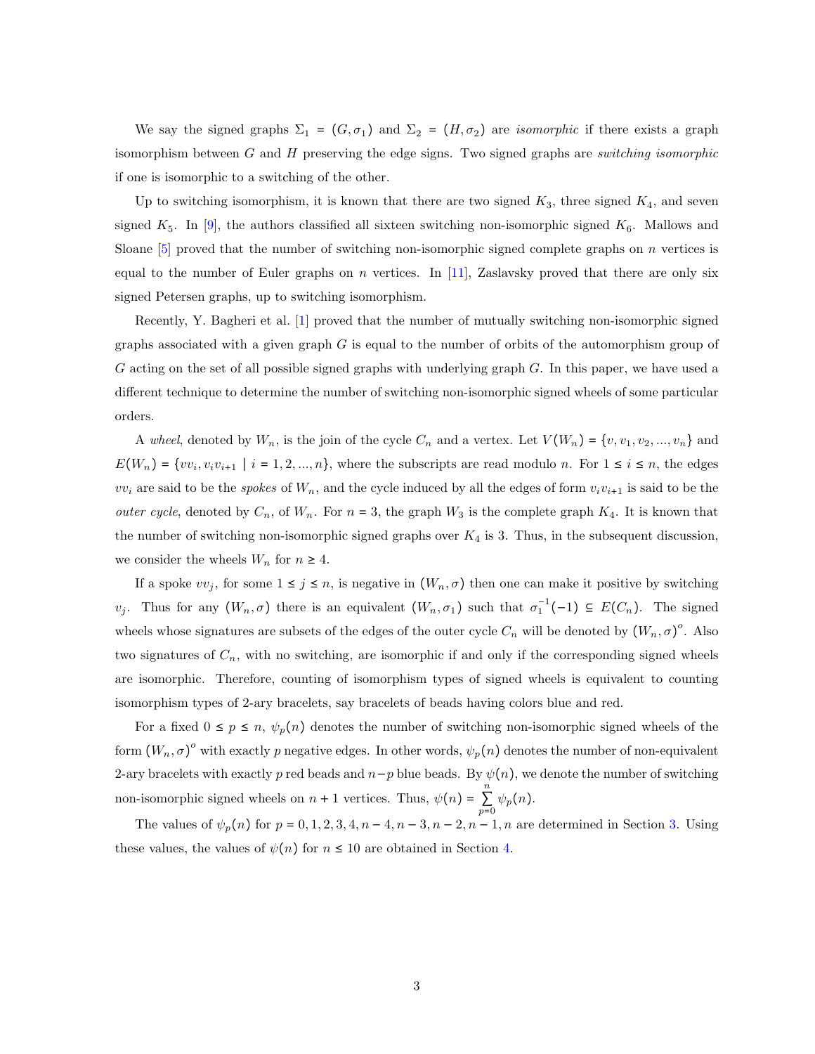We say the signed graphs $\Sigma_1 = (G, \sigma_1)$ and $\Sigma_2 = (H, \sigma_2)$ are *isomorphic* if there exists a graph isomorphism between $G$ and $H$ preserving the edge signs. Two signed graphs are *switching isomorphic* if one is isomorphic to a switching of the other.

Up to switching isomorphism, it is known that there are two signed $K_3$, three signed $K_4$, and seven signed $K_5$. In [9], the authors classified all sixteen switching non-isomorphic signed $K_6$. Mallows and Sloane [5] proved that the number of switching non-isomorphic signed complete graphs on $n$ vertices is equal to the number of Euler graphs on $n$ vertices. In [11], Zaslavsky proved that there are only six signed Petersen graphs, up to switching isomorphism.

Recently, Y. Bagheri et al. [1] proved that the number of mutually switching non-isomorphic signed graphs associated with a given graph $G$ is equal to the number of orbits of the automorphism group of $G$ acting on the set of all possible signed graphs with underlying graph $G$. In this paper, we have used a different technique to determine the number of switching non-isomorphic signed wheels of some particular orders.

A *wheel*, denoted by $W_n$, is the join of the cycle $C_n$ and a vertex. Let $V(W_n) = \{v, v_1, v_2, ..., v_n\}$ and $E(W_n) = \{vv_i, v_iv_{i+1} \mid i = 1, 2, ..., n\}$, where the subscripts are read modulo $n$. For $1 \le i \le n$, the edges $vv_i$ are said to be the *spokes* of $W_n$, and the cycle induced by all the edges of form $v_iv_{i+1}$ is said to be the *outer cycle*, denoted by $C_n$, of $W_n$. For $n = 3$, the graph $W_3$ is the complete graph $K_4$. It is known that the number of switching non-isomorphic signed graphs over $K_4$ is 3. Thus, in the subsequent discussion, we consider the wheels $W_n$ for $n \ge 4$.

If a spoke $vv_j$, for some $1 \le j \le n$, is negative in $(W_n, \sigma)$ then one can make it positive by switching $v_j$. Thus for any $(W_n, \sigma)$ there is an equivalent $(W_n, \sigma_1)$ such that $\sigma_1^{-1}(-1) \subseteq E(C_n)$. The signed wheels whose signatures are subsets of the edges of the outer cycle $C_n$ will be denoted by $(W_n, \sigma)^o$. Also two signatures of $C_n$, with no switching, are isomorphic if and only if the corresponding signed wheels are isomorphic. Therefore, counting of isomorphism types of signed wheels is equivalent to counting isomorphism types of 2-ary bracelets, say bracelets of beads having colors blue and red.

For a fixed $0 \le p \le n$, $\psi_p(n)$ denotes the number of switching non-isomorphic signed wheels of the form $(W_n, \sigma)^o$ with exactly $p$ negative edges. In other words, $\psi_p(n)$ denotes the number of non-equivalent 2-ary bracelets with exactly $p$ red beads and $n-p$ blue beads. By $\psi(n)$, we denote the number of switching non-isomorphic signed wheels on $n+1$ vertices. Thus, $\psi(n) = \sum_{p=0}^{n} \psi_p(n)$.

The values of $\psi_p(n)$ for $p = 0, 1, 2, 3, 4, n-4, n-3, n-2, n-1, n$ are determined in Section 3. Using these values, the values of $\psi(n)$ for $n \le 10$ are obtained in Section 4.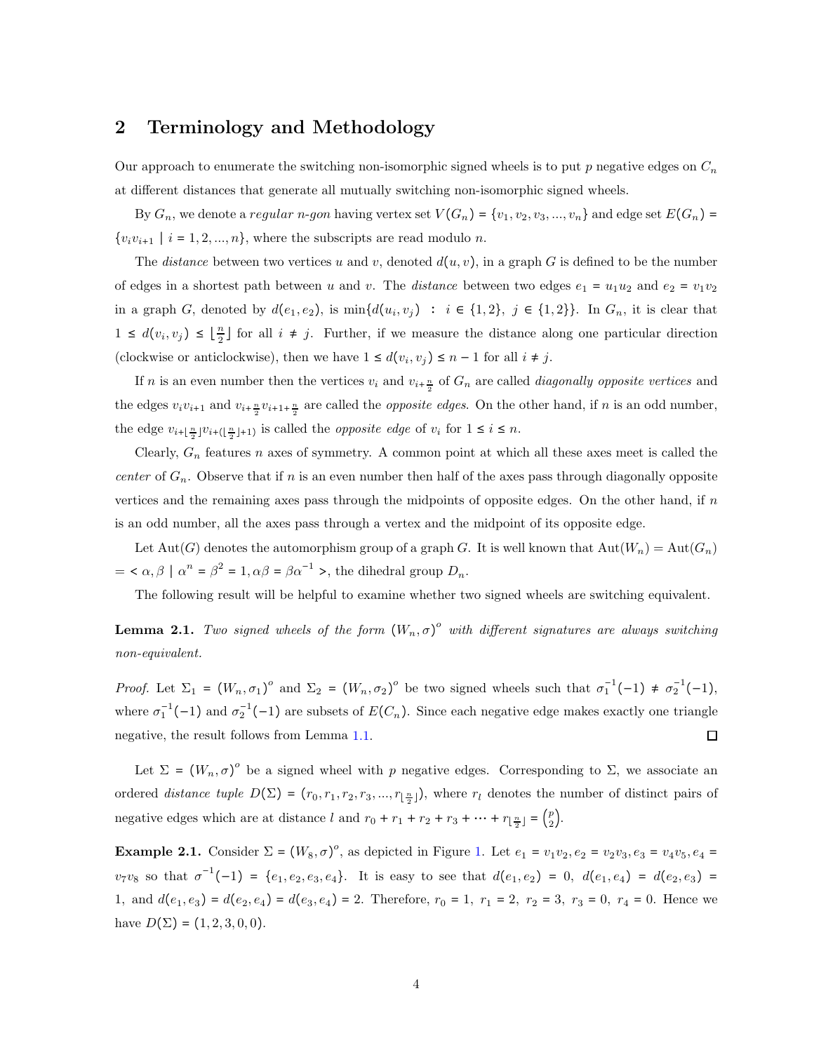## 2 Terminology and Methodology

Our approach to enumerate the switching non-isomorphic signed wheels is to put $p$ negative edges on $C_n$ at different distances that generate all mutually switching non-isomorphic signed wheels.

By $G_n$, we denote a *regular n-gon* having vertex set $V(G_n) = \{v_1, v_2, v_3, ..., v_n\}$ and edge set $E(G_n) = \{v_i v_{i+1} \mid i = 1, 2, ..., n\}$, where the subscripts are read modulo $n$.

The *distance* between two vertices $u$ and $v$, denoted $d(u, v)$, in a graph $G$ is defined to be the number of edges in a shortest path between $u$ and $v$. The *distance* between two edges $e_1 = u_1u_2$ and $e_2 = v_1v_2$ in a graph $G$, denoted by $d(e_1, e_2)$, is $\min\{d(u_i, v_j) \ : \ i \in \{1, 2\}, \ j \in \{1, 2\}\}$. In $G_n$, it is clear that $1 \le d(v_i, v_j) \le \lfloor \frac{n}{2} \rfloor$ for all $i \ne j$. Further, if we measure the distance along one particular direction (clockwise or anticlockwise), then we have $1 \le d(v_i, v_j) \le n-1$ for all $i \ne j$.

If $n$ is an even number then the vertices $v_i$ and $v_{i+\frac{n}{2}}$ of $G_n$ are called *diagonally opposite vertices* and the edges $v_iv_{i+1}$ and $v_{i+\frac{n}{2}}v_{i+1+\frac{n}{2}}$ are called the *opposite edges*. On the other hand, if $n$ is an odd number, the edge $v_{i+\lfloor \frac{n}{2} \rfloor}v_{i+(\lfloor \frac{n}{2} \rfloor+1)}$ is called the *opposite edge* of $v_i$ for $1 \le i \le n$.

Clearly, $G_n$ features $n$ axes of symmetry. A common point at which all these axes meet is called the *center* of $G_n$. Observe that if $n$ is an even number then half of the axes pass through diagonally opposite vertices and the remaining axes pass through the midpoints of opposite edges. On the other hand, if $n$ is an odd number, all the axes pass through a vertex and the midpoint of its opposite edge.

Let $\mathrm{Aut}(G)$ denotes the automorphism group of a graph $G$. It is well known that $\mathrm{Aut}(W_n) = \mathrm{Aut}(G_n)$ $= < \alpha, \beta \mid \alpha^n = \beta^2 = 1, \alpha\beta = \beta\alpha^{-1} >$, the dihedral group $D_n$.

The following result will be helpful to examine whether two signed wheels are switching equivalent.

**Lemma 2.1.** *Two signed wheels of the form $(W_n, \sigma)^o$ with different signatures are always switching non-equivalent.*

*Proof.* Let $\Sigma_1 = (W_n, \sigma_1)^o$ and $\Sigma_2 = (W_n, \sigma_2)^o$ be two signed wheels such that $\sigma_1^{-1}(-1) \ne \sigma_2^{-1}(-1)$, where $\sigma_1^{-1}(-1)$ and $\sigma_2^{-1}(-1)$ are subsets of $E(C_n)$. Since each negative edge makes exactly one triangle negative, the result follows from Lemma 1.1. □

Let $\Sigma = (W_n, \sigma)^o$ be a signed wheel with $p$ negative edges. Corresponding to $\Sigma$, we associate an ordered *distance tuple* $D(\Sigma) = (r_0, r_1, r_2, r_3, ..., r_{\lfloor \frac{n}{2} \rfloor})$, where $r_l$ denotes the number of distinct pairs of negative edges which are at distance $l$ and $r_0 + r_1 + r_2 + r_3 + \cdots + r_{\lfloor \frac{n}{2} \rfloor} = \binom{p}{2}$.

**Example 2.1.** Consider $\Sigma = (W_8, \sigma)^o$, as depicted in Figure 1. Let $e_1 = v_1v_2, e_2 = v_2v_3, e_3 = v_4v_5, e_4 = v_7v_8$ so that $\sigma^{-1}(-1) = \{e_1, e_2, e_3, e_4\}$. It is easy to see that $d(e_1, e_2) = 0$, $d(e_1, e_4) = d(e_2, e_3) = 1$, and $d(e_1, e_3) = d(e_2, e_4) = d(e_3, e_4) = 2$. Therefore, $r_0 = 1$, $r_1 = 2$, $r_2 = 3$, $r_3 = 0$, $r_4 = 0$. Hence we have $D(\Sigma) = (1, 2, 3, 0, 0)$.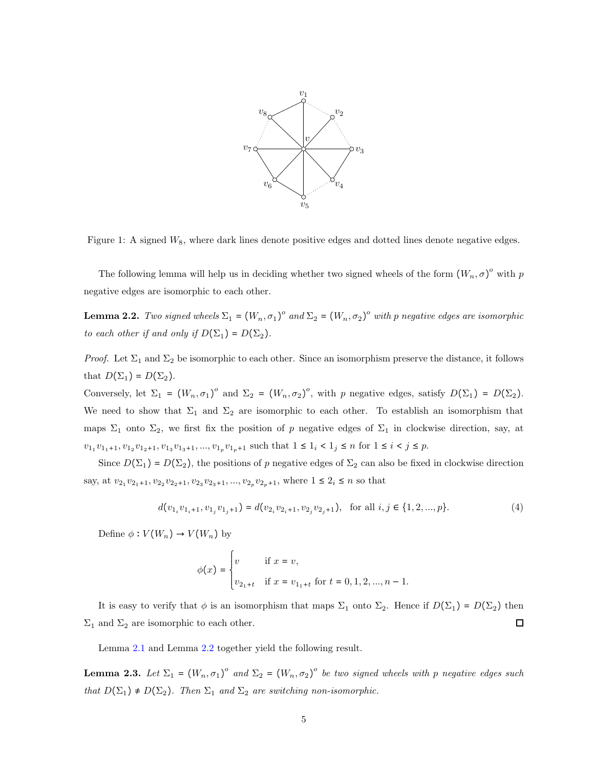Figure 1: A signed $W_8$, where dark lines denote positive edges and dotted lines denote negative edges.

The following lemma will help us in deciding whether two signed wheels of the form $(W_n, \sigma)^o$ with $p$ negative edges are isomorphic to each other.

**Lemma 2.2.** *Two signed wheels $\Sigma_1 = (W_n, \sigma_1)^o$ and $\Sigma_2 = (W_n, \sigma_2)^o$ with $p$ negative edges are isomorphic to each other if and only if $D(\Sigma_1) = D(\Sigma_2)$.*

*Proof.* Let $\Sigma_1$ and $\Sigma_2$ be isomorphic to each other. Since an isomorphism preserve the distance, it follows that $D(\Sigma_1) = D(\Sigma_2)$.

Conversely, let $\Sigma_1 = (W_n, \sigma_1)^o$ and $\Sigma_2 = (W_n, \sigma_2)^o$, with $p$ negative edges, satisfy $D(\Sigma_1) = D(\Sigma_2)$. We need to show that $\Sigma_1$ and $\Sigma_2$ are isomorphic to each other. To establish an isomorphism that maps $\Sigma_1$ onto $\Sigma_2$, we first fix the position of $p$ negative edges of $\Sigma_1$ in clockwise direction, say, at $v_{1_1}v_{1_1+1}, v_{1_2}v_{1_2+1}, v_{1_3}v_{1_3+1}, ..., v_{1_p}v_{1_p+1}$ such that $1 \leq 1_i < 1_j \leq n$ for $1 \leq i < j \leq p$.

Since $D(\Sigma_1) = D(\Sigma_2)$, the positions of $p$ negative edges of $\Sigma_2$ can also be fixed in clockwise direction say, at $v_{2_1}v_{2_1+1}, v_{2_2}v_{2_2+1}, v_{2_3}v_{2_3+1}, ..., v_{2_p}v_{2_p+1}$, where $1 \leq 2_i \leq n$ so that

$$d(v_{1_i}v_{1_i+1}, v_{1_j}v_{1_j+1}) = d(v_{2_i}v_{2_i+1}, v_{2_j}v_{2_j+1}), \quad \text{for all } i, j \in \{1, 2, ..., p\}. \tag{4}$$

Define $\phi : V(W_n) \to V(W_n)$ by

$$\phi(x) = \begin{cases} v & \text{if } x = v, \\ v_{2_1+t} & \text{if } x = v_{1_1+t} \text{ for } t = 0, 1, 2, ..., n-1. \end{cases}$$

It is easy to verify that $\phi$ is an isomorphism that maps $\Sigma_1$ onto $\Sigma_2$. Hence if $D(\Sigma_1) = D(\Sigma_2)$ then $\Sigma_1$ and $\Sigma_2$ are isomorphic to each other. □

Lemma 2.1 and Lemma 2.2 together yield the following result.

**Lemma 2.3.** *Let $\Sigma_1 = (W_n, \sigma_1)^o$ and $\Sigma_2 = (W_n, \sigma_2)^o$ be two signed wheels with $p$ negative edges such that $D(\Sigma_1) \neq D(\Sigma_2)$. Then $\Sigma_1$ and $\Sigma_2$ are switching non-isomorphic.*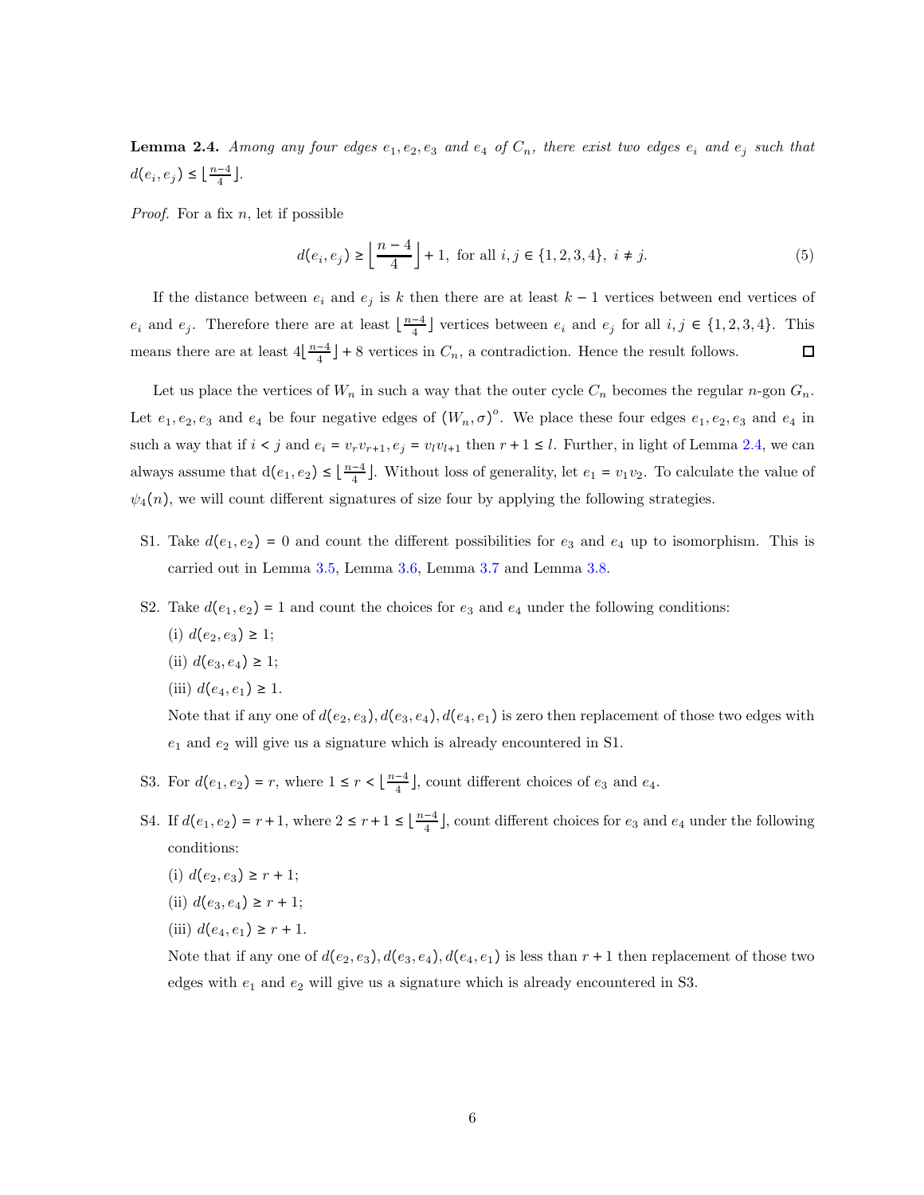**Lemma 2.4.** *Among any four edges $e_1, e_2, e_3$ and $e_4$ of $C_n$, there exist two edges $e_i$ and $e_j$ such that $d(e_i, e_j) \leq \lfloor \frac{n-4}{4} \rfloor$.*

*Proof.* For a fix $n$, let if possible

$$d(e_i, e_j) \geq \left\lfloor \frac{n-4}{4} \right\rfloor + 1, \text{ for all } i, j \in \{1, 2, 3, 4\}, \ i \neq j. \tag{5}$$

If the distance between $e_i$ and $e_j$ is $k$ then there are at least $k-1$ vertices between end vertices of $e_i$ and $e_j$. Therefore there are at least $\lfloor \frac{n-4}{4} \rfloor$ vertices between $e_i$ and $e_j$ for all $i, j \in \{1, 2, 3, 4\}$. This means there are at least $4\lfloor \frac{n-4}{4} \rfloor + 8$ vertices in $C_n$, a contradiction. Hence the result follows. □

Let us place the vertices of $W_n$ in such a way that the outer cycle $C_n$ becomes the regular $n$-gon $G_n$. Let $e_1, e_2, e_3$ and $e_4$ be four negative edges of $(W_n, \sigma)^o$. We place these four edges $e_1, e_2, e_3$ and $e_4$ in such a way that if $i < j$ and $e_i = v_r v_{r+1}, e_j = v_l v_{l+1}$ then $r + 1 \leq l$. Further, in light of Lemma 2.4, we can always assume that $\text{d}(e_1, e_2) \leq \lfloor \frac{n-4}{4} \rfloor$. Without loss of generality, let $e_1 = v_1 v_2$. To calculate the value of $\psi_4(n)$, we will count different signatures of size four by applying the following strategies.

- S1. Take $d(e_1, e_2) = 0$ and count the different possibilities for $e_3$ and $e_4$ up to isomorphism. This is carried out in Lemma 3.5, Lemma 3.6, Lemma 3.7 and Lemma 3.8.
- S2. Take $d(e_1, e_2) = 1$ and count the choices for $e_3$ and $e_4$ under the following conditions:
  - (i) $d(e_2, e_3) \geq 1$;
  - (ii) $d(e_3, e_4) \geq 1$;
  - (iii) $d(e_4, e_1) \geq 1$.

  Note that if any one of $d(e_2, e_3), d(e_3, e_4), d(e_4, e_1)$ is zero then replacement of those two edges with $e_1$ and $e_2$ will give us a signature which is already encountered in S1.
- S3. For $d(e_1, e_2) = r$, where $1 \leq r < \lfloor \frac{n-4}{4} \rfloor$, count different choices of $e_3$ and $e_4$.
- S4. If $d(e_1, e_2) = r + 1$, where $2 \leq r + 1 \leq \lfloor \frac{n-4}{4} \rfloor$, count different choices for $e_3$ and $e_4$ under the following conditions:
  - (i) $d(e_2, e_3) \geq r + 1$;
  - (ii) $d(e_3, e_4) \geq r + 1$;
  - (iii) $d(e_4, e_1) \geq r + 1$.

  Note that if any one of $d(e_2, e_3), d(e_3, e_4), d(e_4, e_1)$ is less than $r + 1$ then replacement of those two edges with $e_1$ and $e_2$ will give us a signature which is already encountered in S3.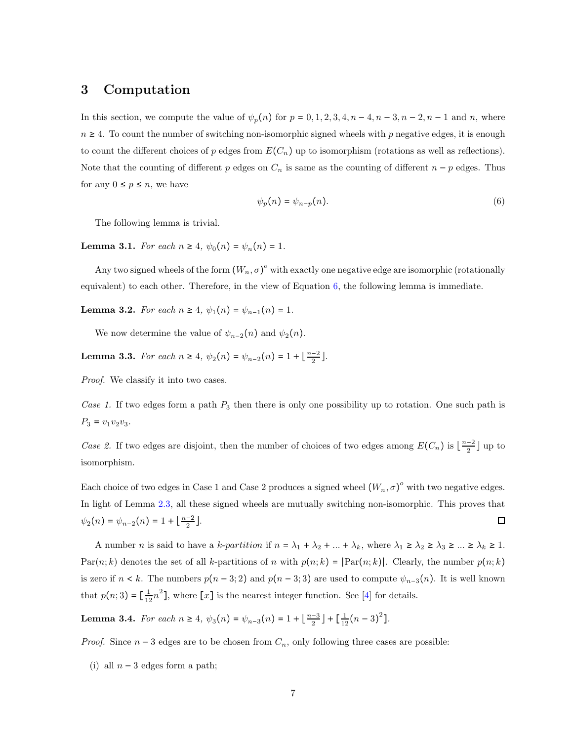## 3 Computation

In this section, we compute the value of $\psi_p(n)$ for $p = 0, 1, 2, 3, 4, n-4, n-3, n-2, n-1$ and $n$, where $n \geq 4$. To count the number of switching non-isomorphic signed wheels with $p$ negative edges, it is enough to count the different choices of $p$ edges from $E(C_n)$ up to isomorphism (rotations as well as reflections). Note that the counting of different $p$ edges on $C_n$ is same as the counting of different $n-p$ edges. Thus for any $0 \leq p \leq n$, we have

$$\psi_p(n) = \psi_{n-p}(n). \tag{6}$$

The following lemma is trivial.

**Lemma 3.1.** *For each $n \geq 4$, $\psi_0(n) = \psi_n(n) = 1$.*

Any two signed wheels of the form $(W_n, \sigma)^o$ with exactly one negative edge are isomorphic (rotationally equivalent) to each other. Therefore, in the view of Equation 6, the following lemma is immediate.

**Lemma 3.2.** *For each $n \geq 4$, $\psi_1(n) = \psi_{n-1}(n) = 1$.*

We now determine the value of $\psi_{n-2}(n)$ and $\psi_2(n)$.

**Lemma 3.3.** *For each $n \geq 4$, $\psi_2(n) = \psi_{n-2}(n) = 1 + \lfloor \frac{n-2}{2} \rfloor$.*

*Proof.* We classify it into two cases.

*Case 1.* If two edges form a path $P_3$ then there is only one possibility up to rotation. One such path is $P_3 = v_1v_2v_3$.

*Case 2.* If two edges are disjoint, then the number of choices of two edges among $E(C_n)$ is $\lfloor \frac{n-2}{2} \rfloor$ up to isomorphism.

Each choice of two edges in Case 1 and Case 2 produces a signed wheel $(W_n, \sigma)^o$ with two negative edges. In light of Lemma 2.3, all these signed wheels are mutually switching non-isomorphic. This proves that $\psi_2(n) = \psi_{n-2}(n) = 1 + \lfloor \frac{n-2}{2} \rfloor$. ∎

A number $n$ is said to have a *k-partition* if $n = \lambda_1 + \lambda_2 + ... + \lambda_k$, where $\lambda_1 \geq \lambda_2 \geq \lambda_3 \geq ... \geq \lambda_k \geq 1$. $\text{Par}(n;k)$ denotes the set of all $k$-partitions of $n$ with $p(n;k) = |\text{Par}(n;k)|$. Clearly, the number $p(n;k)$ is zero if $n < k$. The numbers $p(n-3;2)$ and $p(n-3;3)$ are used to compute $\psi_{n-3}(n)$. It is well known that $p(n;3) = [\frac{1}{12}n^2]$, where $[x]$ is the nearest integer function. See [4] for details.

**Lemma 3.4.** *For each $n \geq 4$, $\psi_3(n) = \psi_{n-3}(n) = 1 + \lfloor \frac{n-3}{2} \rfloor + [\frac{1}{12}(n-3)^2]$.*

*Proof.* Since $n-3$ edges are to be chosen from $C_n$, only following three cases are possible:

(i) all $n-3$ edges form a path;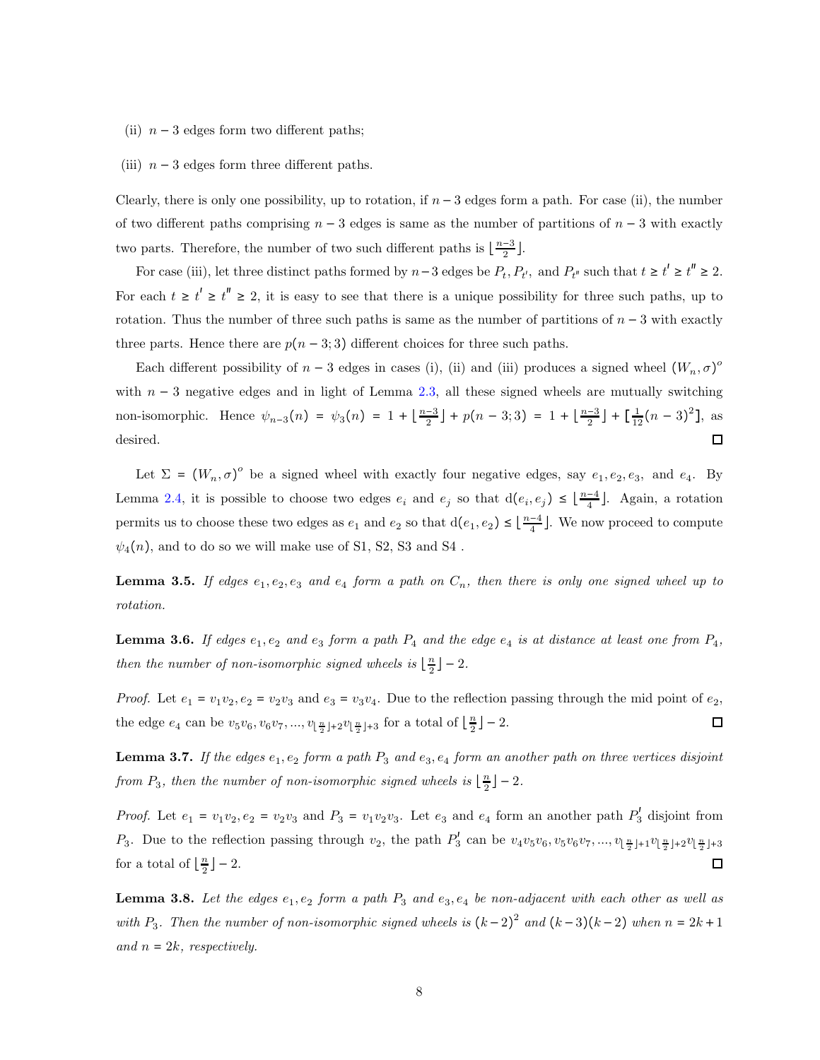(ii) $n-3$ edges form two different paths;

(iii) $n-3$ edges form three different paths.

Clearly, there is only one possibility, up to rotation, if $n-3$ edges form a path. For case (ii), the number of two different paths comprising $n-3$ edges is same as the number of partitions of $n-3$ with exactly two parts. Therefore, the number of two such different paths is $\lfloor \frac{n-3}{2} \rfloor$.

For case (iii), let three distinct paths formed by $n-3$ edges be $P_t, P_{t'},$ and $P_{t''}$ such that $t \geq t' \geq t'' \geq 2$. For each $t \geq t' \geq t'' \geq 2$, it is easy to see that there is a unique possibility for three such paths, up to rotation. Thus the number of three such paths is same as the number of partitions of $n-3$ with exactly three parts. Hence there are $p(n-3;3)$ different choices for three such paths.

Each different possibility of $n-3$ edges in cases (i), (ii) and (iii) produces a signed wheel $(W_n, \sigma)^o$ with $n-3$ negative edges and in light of Lemma 2.3, all these signed wheels are mutually switching non-isomorphic. Hence $\psi_{n-3}(n) = \psi_3(n) = 1 + \lfloor \frac{n-3}{2} \rfloor + p(n-3;3) = 1 + \lfloor \frac{n-3}{2} \rfloor + [\frac{1}{12}(n-3)^2]$, as desired. ◻

Let $\Sigma = (W_n, \sigma)^o$ be a signed wheel with exactly four negative edges, say $e_1, e_2, e_3,$ and $e_4$. By Lemma 2.4, it is possible to choose two edges $e_i$ and $e_j$ so that $\mathrm{d}(e_i, e_j) \leq \lfloor \frac{n-4}{4} \rfloor$. Again, a rotation permits us to choose these two edges as $e_1$ and $e_2$ so that $\mathrm{d}(e_1, e_2) \leq \lfloor \frac{n-4}{4} \rfloor$. We now proceed to compute $\psi_4(n)$, and to do so we will make use of S1, S2, S3 and S4 .

**Lemma 3.5.** *If edges $e_1, e_2, e_3$ and $e_4$ form a path on $C_n$, then there is only one signed wheel up to rotation.*

**Lemma 3.6.** *If edges $e_1, e_2$ and $e_3$ form a path $P_4$ and the edge $e_4$ is at distance at least one from $P_4$, then the number of non-isomorphic signed wheels is $\lfloor \frac{n}{2} \rfloor - 2$.*

*Proof.* Let $e_1 = v_1v_2, e_2 = v_2v_3$ and $e_3 = v_3v_4$. Due to the reflection passing through the mid point of $e_2$, the edge $e_4$ can be $v_5v_6, v_6v_7, ..., v_{\lfloor \frac{n}{2} \rfloor+2}v_{\lfloor \frac{n}{2} \rfloor+3}$ for a total of $\lfloor \frac{n}{2} \rfloor - 2$. ◻

**Lemma 3.7.** *If the edges $e_1, e_2$ form a path $P_3$ and $e_3, e_4$ form an another path on three vertices disjoint from $P_3$, then the number of non-isomorphic signed wheels is $\lfloor \frac{n}{2} \rfloor - 2$.*

*Proof.* Let $e_1 = v_1v_2, e_2 = v_2v_3$ and $P_3 = v_1v_2v_3$. Let $e_3$ and $e_4$ form an another path $P_3'$ disjoint from $P_3$. Due to the reflection passing through $v_2$, the path $P_3'$ can be $v_4v_5v_6, v_5v_6v_7, ..., v_{\lfloor \frac{n}{2} \rfloor+1}v_{\lfloor \frac{n}{2} \rfloor+2}v_{\lfloor \frac{n}{2} \rfloor+3}$ for a total of $\lfloor \frac{n}{2} \rfloor - 2$. ◻

**Lemma 3.8.** *Let the edges $e_1, e_2$ form a path $P_3$ and $e_3, e_4$ be non-adjacent with each other as well as with $P_3$. Then the number of non-isomorphic signed wheels is $(k-2)^2$ and $(k-3)(k-2)$ when $n = 2k+1$ and $n = 2k$, respectively.*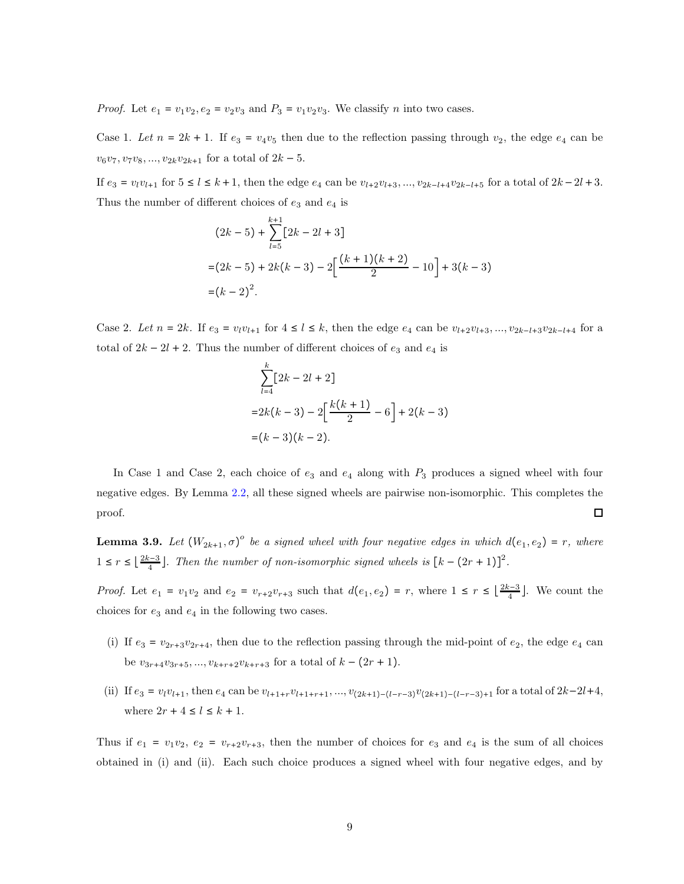*Proof.* Let $e_1 = v_1v_2, e_2 = v_2v_3$ and $P_3 = v_1v_2v_3$. We classify $n$ into two cases.

Case 1. *Let $n = 2k + 1$.* If $e_3 = v_4v_5$ then due to the reflection passing through $v_2$, the edge $e_4$ can be $v_6v_7, v_7v_8, ..., v_{2k}v_{2k+1}$ for a total of $2k - 5$.

If $e_3 = v_lv_{l+1}$ for $5 \leq l \leq k+1$, then the edge $e_4$ can be $v_{l+2}v_{l+3}, ..., v_{2k-l+4}v_{2k-l+5}$ for a total of $2k-2l+3$. Thus the number of different choices of $e_3$ and $e_4$ is

$$
\begin{aligned}
&(2k-5) + \sum_{l=5}^{k+1}[2k-2l+3] \\
=&(2k-5) + 2k(k-3) - 2\Big[\frac{(k+1)(k+2)}{2} - 10\Big] + 3(k-3) \\
=&(k-2)^2.
\end{aligned}
$$

Case 2. *Let $n = 2k$.* If $e_3 = v_lv_{l+1}$ for $4 \leq l \leq k$, then the edge $e_4$ can be $v_{l+2}v_{l+3}, ..., v_{2k-l+3}v_{2k-l+4}$ for a total of $2k - 2l + 2$. Thus the number of different choices of $e_3$ and $e_4$ is

$$
\begin{aligned}
&\sum_{l=4}^{k}[2k-2l+2] \\
=&2k(k-3) - 2\Big[\frac{k(k+1)}{2} - 6\Big] + 2(k-3) \\
=&(k-3)(k-2).
\end{aligned}
$$

In Case 1 and Case 2, each choice of $e_3$ and $e_4$ along with $P_3$ produces a signed wheel with four negative edges. By Lemma 2.2, all these signed wheels are pairwise non-isomorphic. This completes the proof. □

**Lemma 3.9.** *Let $(W_{2k+1}, \sigma)^o$ be a signed wheel with four negative edges in which $d(e_1, e_2) = r$, where $1 \leq r \leq \lfloor \frac{2k-3}{4} \rfloor$. Then the number of non-isomorphic signed wheels is $[k - (2r+1)]^2$.*

*Proof.* Let $e_1 = v_1v_2$ and $e_2 = v_{r+2}v_{r+3}$ such that $d(e_1, e_2) = r$, where $1 \leq r \leq \lfloor \frac{2k-3}{4} \rfloor$. We count the choices for $e_3$ and $e_4$ in the following two cases.

(i) If $e_3 = v_{2r+3}v_{2r+4}$, then due to the reflection passing through the mid-point of $e_2$, the edge $e_4$ can be $v_{3r+4}v_{3r+5}, ..., v_{k+r+2}v_{k+r+3}$ for a total of $k - (2r + 1)$.

(ii) If $e_3 = v_lv_{l+1}$, then $e_4$ can be $v_{l+1+r}v_{l+1+r+1}, ..., v_{(2k+1)-(l-r-3)}v_{(2k+1)-(l-r-3)+1}$ for a total of $2k-2l+4$, where $2r + 4 \leq l \leq k + 1$.

Thus if $e_1 = v_1v_2$, $e_2 = v_{r+2}v_{r+3}$, then the number of choices for $e_3$ and $e_4$ is the sum of all choices obtained in (i) and (ii). Each such choice produces a signed wheel with four negative edges, and by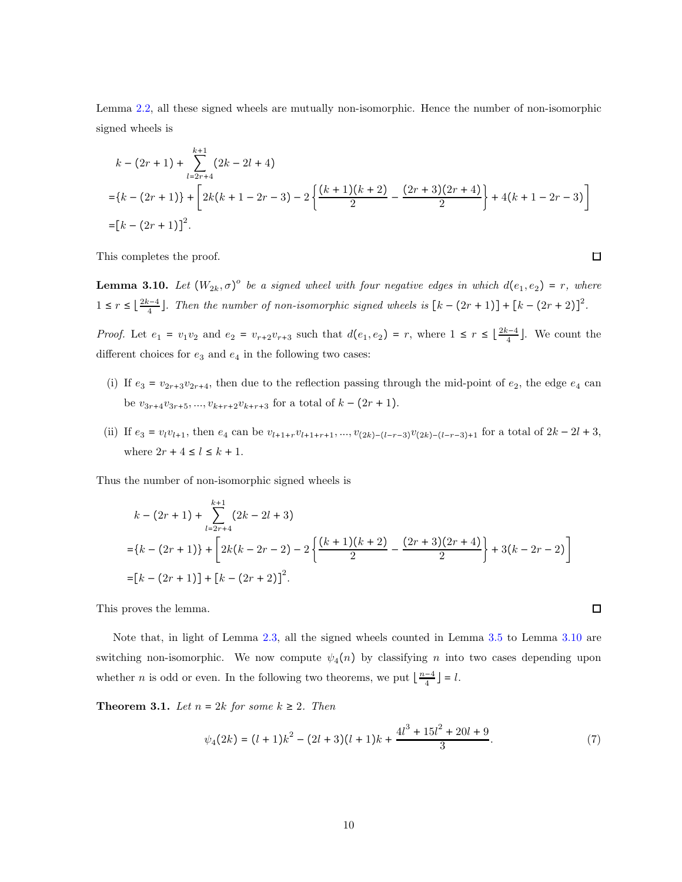Lemma 2.2, all these signed wheels are mutually non-isomorphic. Hence the number of non-isomorphic signed wheels is

$$
\begin{aligned}
&k-(2r+1)+\sum_{l=2r+4}^{k+1}(2k-2l+4)\\
=&\{k-(2r+1)\}+\left[2k(k+1-2r-3)-2\left\{\frac{(k+1)(k+2)}{2}-\frac{(2r+3)(2r+4)}{2}\right\}+4(k+1-2r-3)\right]\\
=&\left[k-(2r+1)\right]^2.
\end{aligned}
$$

This completes the proof. $\square$

**Lemma 3.10.** *Let $(W_{2k},\sigma)^o$ be a signed wheel with four negative edges in which $d(e_1,e_2)=r$, where $1\le r\le\lfloor\frac{2k-4}{4}\rfloor$. Then the number of non-isomorphic signed wheels is $[k-(2r+1)]+[k-(2r+2)]^2$.*

*Proof.* Let $e_1=v_1v_2$ and $e_2=v_{r+2}v_{r+3}$ such that $d(e_1,e_2)=r$, where $1\le r\le\lfloor\frac{2k-4}{4}\rfloor$. We count the different choices for $e_3$ and $e_4$ in the following two cases:

(i) If $e_3=v_{2r+3}v_{2r+4}$, then due to the reflection passing through the mid-point of $e_2$, the edge $e_4$ can be $v_{3r+4}v_{3r+5},\dots,v_{k+r+2}v_{k+r+3}$ for a total of $k-(2r+1)$.

(ii) If $e_3=v_lv_{l+1}$, then $e_4$ can be $v_{l+1+r}v_{l+1+r+1},\dots,v_{(2k)-(l-r-3)}v_{(2k)-(l-r-3)+1}$ for a total of $2k-2l+3$, where $2r+4\le l\le k+1$.

Thus the number of non-isomorphic signed wheels is

$$
\begin{aligned}
&k-(2r+1)+\sum_{l=2r+4}^{k+1}(2k-2l+3)\\
=&\{k-(2r+1)\}+\left[2k(k-2r-2)-2\left\{\frac{(k+1)(k+2)}{2}-\frac{(2r+3)(2r+4)}{2}\right\}+3(k-2r-2)\right]\\
=&\left[k-(2r+1)\right]+\left[k-(2r+2)\right]^2.
\end{aligned}
$$

This proves the lemma. $\square$

Note that, in light of Lemma 2.3, all the signed wheels counted in Lemma 3.5 to Lemma 3.10 are switching non-isomorphic. We now compute $\psi_4(n)$ by classifying $n$ into two cases depending upon whether $n$ is odd or even. In the following two theorems, we put $\lfloor\frac{n-4}{4}\rfloor=l$.

**Theorem 3.1.** *Let $n=2k$ for some $k\ge 2$. Then*

$$
\psi_4(2k)=(l+1)k^2-(2l+3)(l+1)k+\frac{4l^3+15l^2+20l+9}{3}. \tag{7}
$$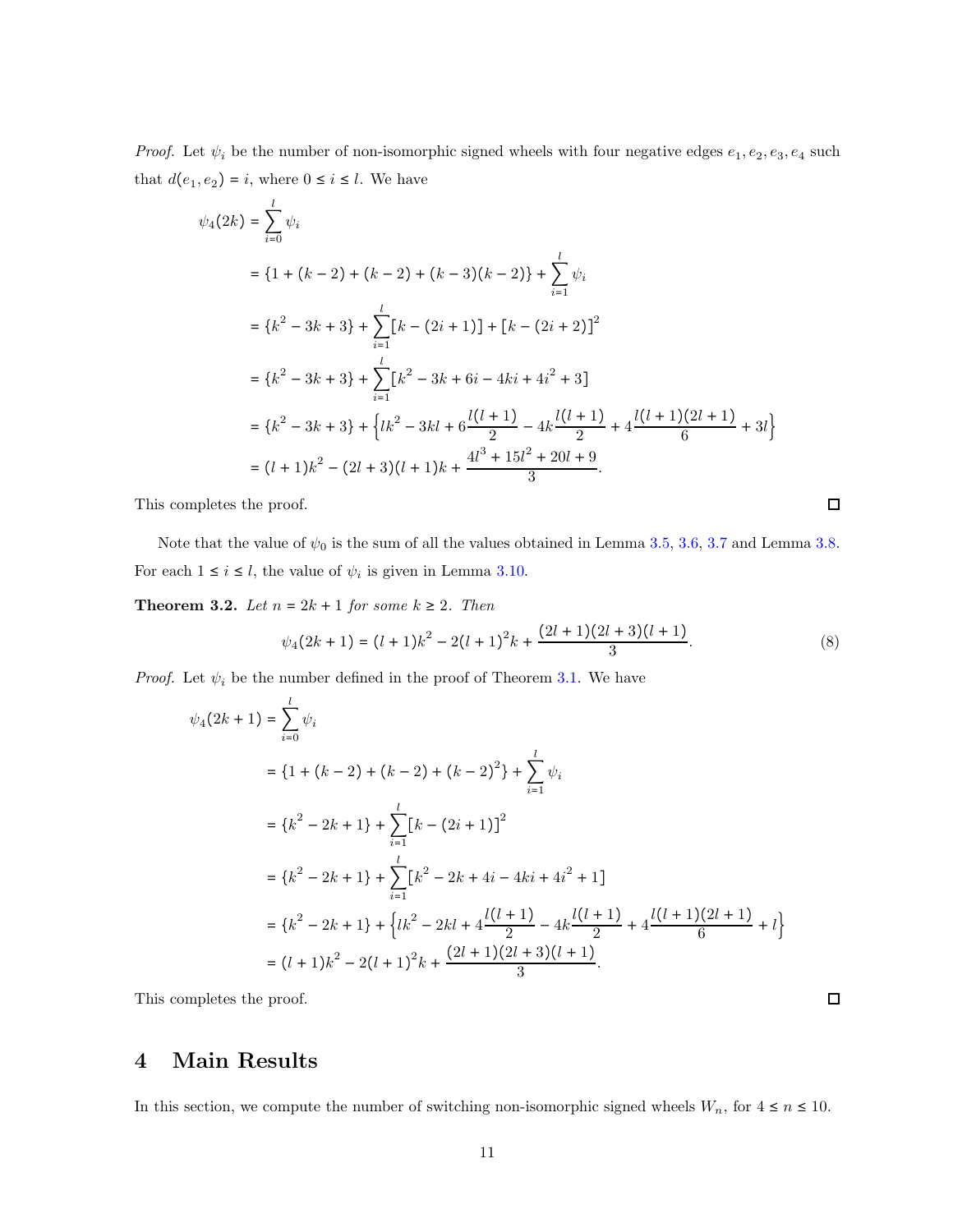*Proof.* Let $\psi_i$ be the number of non-isomorphic signed wheels with four negative edges $e_1, e_2, e_3, e_4$ such that $d(e_1, e_2) = i$, where $0 \leq i \leq l$. We have

$$
\begin{aligned}
\psi_4(2k) &= \sum_{i=0}^{l} \psi_i \\
&= \{1 + (k-2) + (k-2) + (k-3)(k-2)\} + \sum_{i=1}^{l} \psi_i \\
&= \{k^2 - 3k + 3\} + \sum_{i=1}^{l} [k - (2i+1)] + [k - (2i+2)]^2 \\
&= \{k^2 - 3k + 3\} + \sum_{i=1}^{l} [k^2 - 3k + 6i - 4ki + 4i^2 + 3] \\
&= \{k^2 - 3k + 3\} + \left\{lk^2 - 3kl + 6\frac{l(l+1)}{2} - 4k\frac{l(l+1)}{2} + 4\frac{l(l+1)(2l+1)}{6} + 3l\right\} \\
&= (l+1)k^2 - (2l+3)(l+1)k + \frac{4l^3 + 15l^2 + 20l + 9}{3}.
\end{aligned}
$$

This completes the proof. $\square$

Note that the value of $\psi_0$ is the sum of all the values obtained in Lemma 3.5, 3.6, 3.7 and Lemma 3.8. For each $1 \leq i \leq l$, the value of $\psi_i$ is given in Lemma 3.10.

**Theorem 3.2.** *Let $n = 2k+1$ for some $k \geq 2$. Then*

$$
\psi_4(2k+1) = (l+1)k^2 - 2(l+1)^2 k + \frac{(2l+1)(2l+3)(l+1)}{3}. \tag{8}
$$

*Proof.* Let $\psi_i$ be the number defined in the proof of Theorem 3.1. We have

$$
\begin{aligned}
\psi_4(2k+1) &= \sum_{i=0}^{l} \psi_i \\
&= \{1 + (k-2) + (k-2) + (k-2)^2\} + \sum_{i=1}^{l} \psi_i \\
&= \{k^2 - 2k + 1\} + \sum_{i=1}^{l} [k - (2i+1)]^2 \\
&= \{k^2 - 2k + 1\} + \sum_{i=1}^{l} [k^2 - 2k + 4i - 4ki + 4i^2 + 1] \\
&= \{k^2 - 2k + 1\} + \left\{lk^2 - 2kl + 4\frac{l(l+1)}{2} - 4k\frac{l(l+1)}{2} + 4\frac{l(l+1)(2l+1)}{6} + l\right\} \\
&= (l+1)k^2 - 2(l+1)^2 k + \frac{(2l+1)(2l+3)(l+1)}{3}.
\end{aligned}
$$

This completes the proof. $\square$

# 4 Main Results

In this section, we compute the number of switching non-isomorphic signed wheels $W_n$, for $4 \leq n \leq 10$.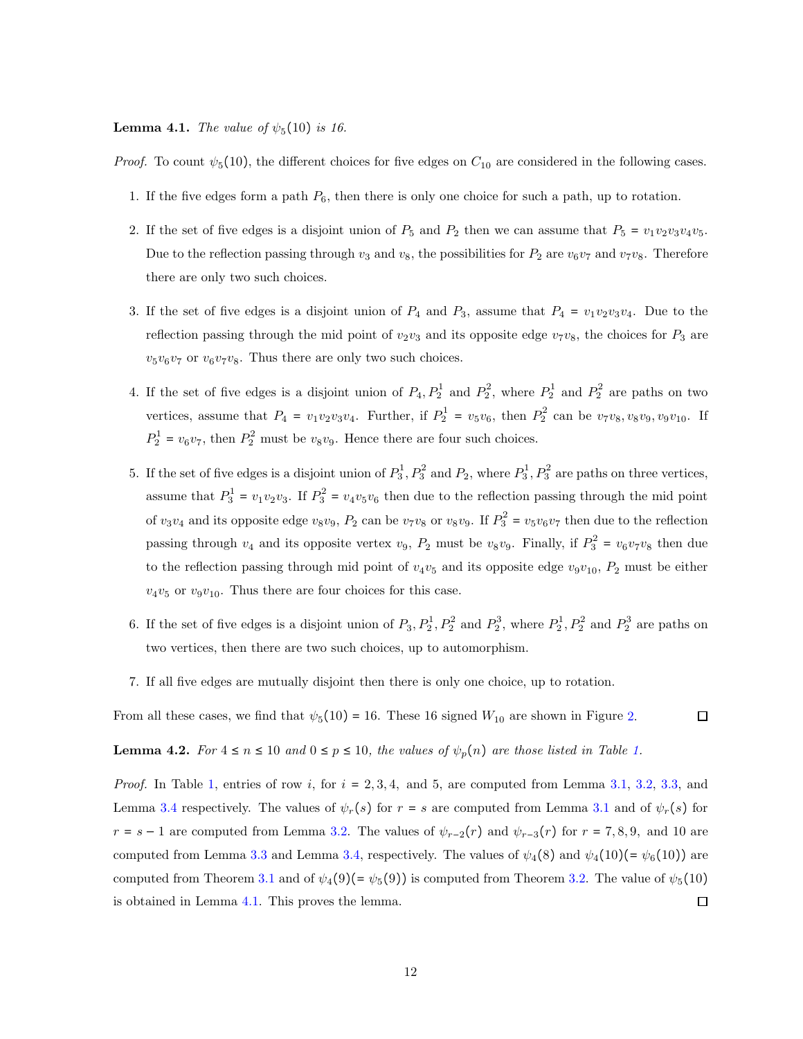**Lemma 4.1.** *The value of $\psi_5(10)$ is 16.*

*Proof.* To count $\psi_5(10)$, the different choices for five edges on $C_{10}$ are considered in the following cases.

1. If the five edges form a path $P_6$, then there is only one choice for such a path, up to rotation.
2. If the set of five edges is a disjoint union of $P_5$ and $P_2$ then we can assume that $P_5 = v_1v_2v_3v_4v_5$. Due to the reflection passing through $v_3$ and $v_8$, the possibilities for $P_2$ are $v_6v_7$ and $v_7v_8$. Therefore there are only two such choices.
3. If the set of five edges is a disjoint union of $P_4$ and $P_3$, assume that $P_4 = v_1v_2v_3v_4$. Due to the reflection passing through the mid point of $v_2v_3$ and its opposite edge $v_7v_8$, the choices for $P_3$ are $v_5v_6v_7$ or $v_6v_7v_8$. Thus there are only two such choices.
4. If the set of five edges is a disjoint union of $P_4, P_2^1$ and $P_2^2$, where $P_2^1$ and $P_2^2$ are paths on two vertices, assume that $P_4 = v_1v_2v_3v_4$. Further, if $P_2^1 = v_5v_6$, then $P_2^2$ can be $v_7v_8, v_8v_9, v_9v_{10}$. If $P_2^1 = v_6v_7$, then $P_2^2$ must be $v_8v_9$. Hence there are four such choices.
5. If the set of five edges is a disjoint union of $P_3^1, P_3^2$ and $P_2$, where $P_3^1, P_3^2$ are paths on three vertices, assume that $P_3^1 = v_1v_2v_3$. If $P_3^2 = v_4v_5v_6$ then due to the reflection passing through the mid point of $v_3v_4$ and its opposite edge $v_8v_9$, $P_2$ can be $v_7v_8$ or $v_8v_9$. If $P_3^2 = v_5v_6v_7$ then due to the reflection passing through $v_4$ and its opposite vertex $v_9$, $P_2$ must be $v_8v_9$. Finally, if $P_3^2 = v_6v_7v_8$ then due to the reflection passing through mid point of $v_4v_5$ and its opposite edge $v_9v_{10}$, $P_2$ must be either $v_4v_5$ or $v_9v_{10}$. Thus there are four choices for this case.
6. If the set of five edges is a disjoint union of $P_3, P_2^1, P_2^2$ and $P_2^3$, where $P_2^1, P_2^2$ and $P_2^3$ are paths on two vertices, then there are two such choices, up to automorphism.
7. If all five edges are mutually disjoint then there is only one choice, up to rotation.

From all these cases, we find that $\psi_5(10) = 16$. These 16 signed $W_{10}$ are shown in Figure 2. □

**Lemma 4.2.** *For $4 \leq n \leq 10$ and $0 \leq p \leq 10$, the values of $\psi_p(n)$ are those listed in Table 1.*

*Proof.* In Table 1, entries of row $i$, for $i = 2, 3, 4,$ and $5$, are computed from Lemma 3.1, 3.2, 3.3, and Lemma 3.4 respectively. The values of $\psi_r(s)$ for $r = s$ are computed from Lemma 3.1 and of $\psi_r(s)$ for $r = s - 1$ are computed from Lemma 3.2. The values of $\psi_{r-2}(r)$ and $\psi_{r-3}(r)$ for $r = 7, 8, 9,$ and $10$ are computed from Lemma 3.3 and Lemma 3.4, respectively. The values of $\psi_4(8)$ and $\psi_4(10)(= \psi_6(10))$ are computed from Theorem 3.1 and of $\psi_4(9)(= \psi_5(9))$ is computed from Theorem 3.2. The value of $\psi_5(10)$ is obtained in Lemma 4.1. This proves the lemma. □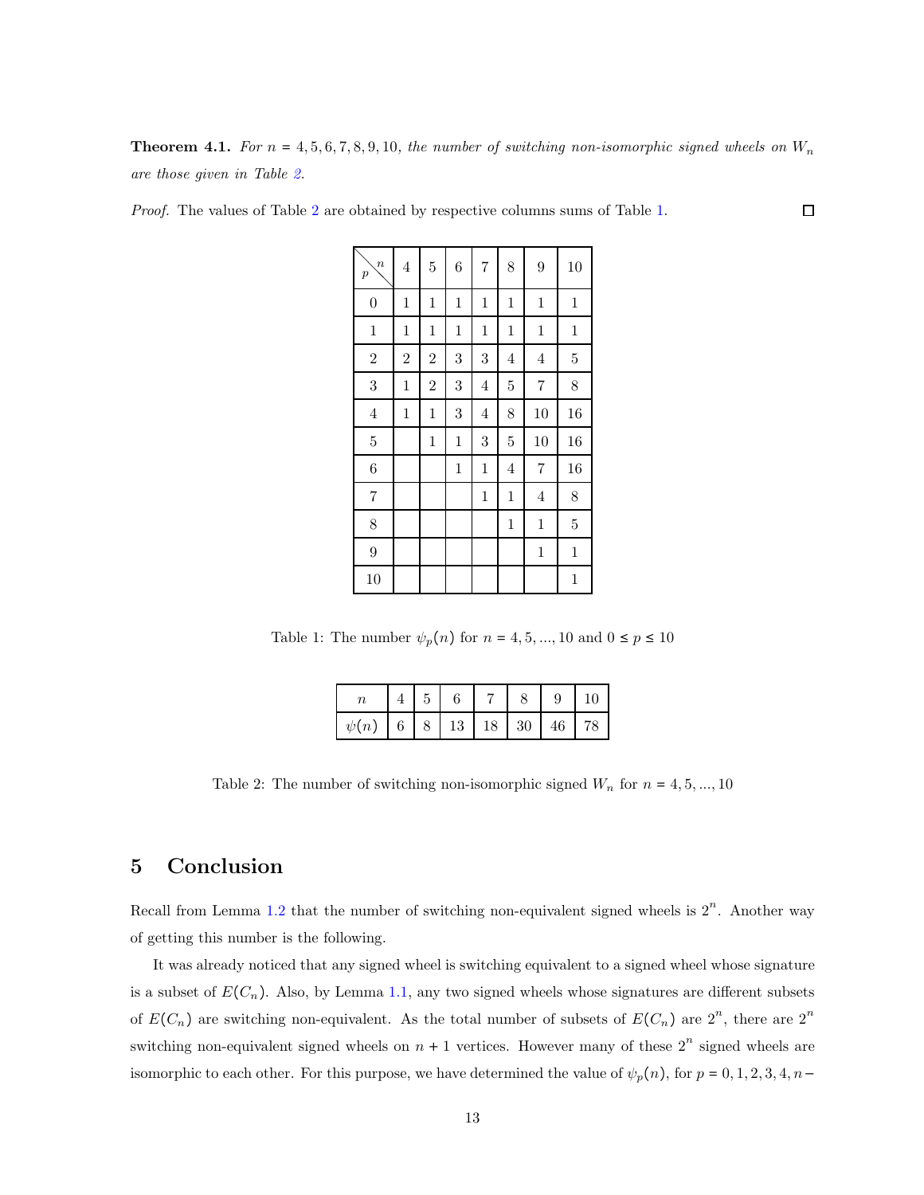**Theorem 4.1.** *For $n = 4, 5, 6, 7, 8, 9, 10$, the number of switching non-isomorphic signed wheels on $W_n$ are those given in Table 2.*

*Proof.* The values of Table 2 are obtained by respective columns sums of Table 1. ☐

| $p$ \ $n$ | 4 | 5 | 6 | 7 | 8 | 9 | 10 |
|---|---|---|---|---|---|---|---|
| 0 | 1 | 1 | 1 | 1 | 1 | 1 | 1 |
| 1 | 1 | 1 | 1 | 1 | 1 | 1 | 1 |
| 2 | 2 | 2 | 3 | 3 | 4 | 4 | 5 |
| 3 | 1 | 2 | 3 | 4 | 5 | 7 | 8 |
| 4 | 1 | 1 | 3 | 4 | 8 | 10 | 16 |
| 5 | | 1 | 1 | 3 | 5 | 10 | 16 |
| 6 | | | 1 | 1 | 4 | 7 | 16 |
| 7 | | | | 1 | 1 | 4 | 8 |
| 8 | | | | | 1 | 1 | 5 |
| 9 | | | | | | 1 | 1 |
| 10 | | | | | | | 1 |

Table 1: The number $\psi_p(n)$ for $n = 4, 5, ..., 10$ and $0 \le p \le 10$

| $n$ | 4 | 5 | 6 | 7 | 8 | 9 | 10 |
|---|---|---|---|---|---|---|---|
| $\psi(n)$ | 6 | 8 | 13 | 18 | 30 | 46 | 78 |

Table 2: The number of switching non-isomorphic signed $W_n$ for $n = 4, 5, ..., 10$

## 5 Conclusion

Recall from Lemma 1.2 that the number of switching non-equivalent signed wheels is $2^n$. Another way of getting this number is the following.

It was already noticed that any signed wheel is switching equivalent to a signed wheel whose signature is a subset of $E(C_n)$. Also, by Lemma 1.1, any two signed wheels whose signatures are different subsets of $E(C_n)$ are switching non-equivalent. As the total number of subsets of $E(C_n)$ are $2^n$, there are $2^n$ switching non-equivalent signed wheels on $n + 1$ vertices. However many of these $2^n$ signed wheels are isomorphic to each other. For this purpose, we have determined the value of $\psi_p(n)$, for $p = 0, 1, 2, 3, 4, n-$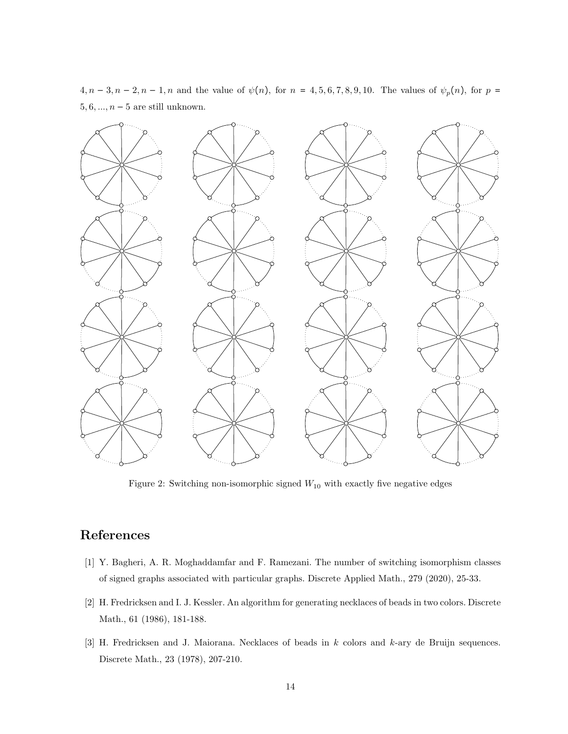$4, n-3, n-2, n-1, n$ and the value of $\psi(n)$, for $n = 4, 5, 6, 7, 8, 9, 10$. The values of $\psi_p(n)$, for $p = 5, 6, ..., n-5$ are still unknown.

Figure 2: Switching non-isomorphic signed $W_{10}$ with exactly five negative edges

# References

[1] Y. Bagheri, A. R. Moghaddamfar and F. Ramezani. The number of switching isomorphism classes of signed graphs associated with particular graphs. Discrete Applied Math., 279 (2020), 25-33.

[2] H. Fredricksen and I. J. Kessler. An algorithm for generating necklaces of beads in two colors. Discrete Math., 61 (1986), 181-188.

[3] H. Fredricksen and J. Maiorana. Necklaces of beads in $k$ colors and $k$-ary de Bruijn sequences. Discrete Math., 23 (1978), 207-210.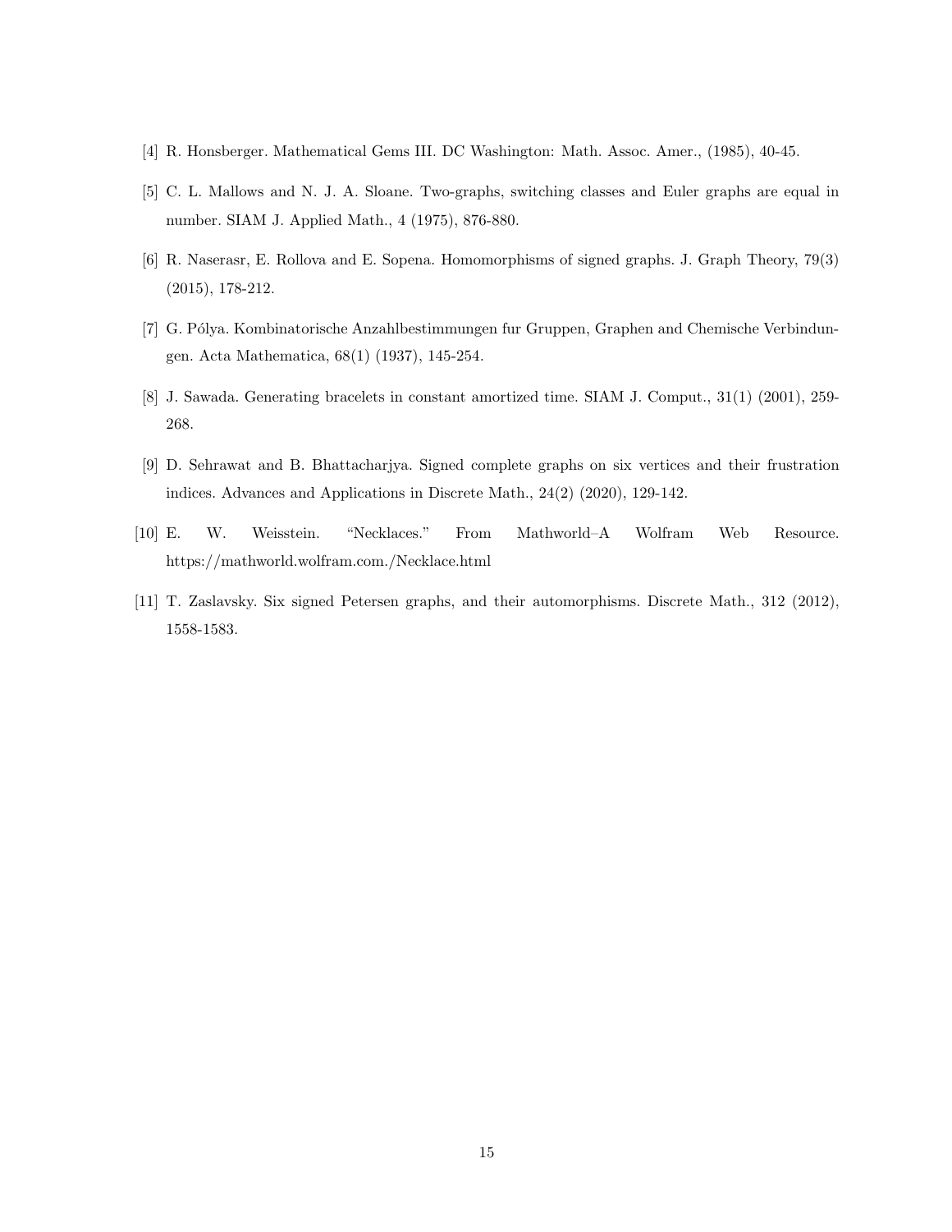[4] R. Honsberger. Mathematical Gems III. DC Washington: Math. Assoc. Amer., (1985), 40-45.

[5] C. L. Mallows and N. J. A. Sloane. Two-graphs, switching classes and Euler graphs are equal in number. SIAM J. Applied Math., 4 (1975), 876-880.

[6] R. Naserasr, E. Rollova and E. Sopena. Homomorphisms of signed graphs. J. Graph Theory, 79(3) (2015), 178-212.

[7] G. Pólya. Kombinatorische Anzahlbestimmungen fur Gruppen, Graphen and Chemische Verbindungen. Acta Mathematica, 68(1) (1937), 145-254.

[8] J. Sawada. Generating bracelets in constant amortized time. SIAM J. Comput., 31(1) (2001), 259-268.

[9] D. Sehrawat and B. Bhattacharjya. Signed complete graphs on six vertices and their frustration indices. Advances and Applications in Discrete Math., 24(2) (2020), 129-142.

[10] E. W. Weisstein. "Necklaces." From Mathworld–A Wolfram Web Resource. https://mathworld.wolfram.com./Necklace.html

[11] T. Zaslavsky. Six signed Petersen graphs, and their automorphisms. Discrete Math., 312 (2012), 1558-1583.